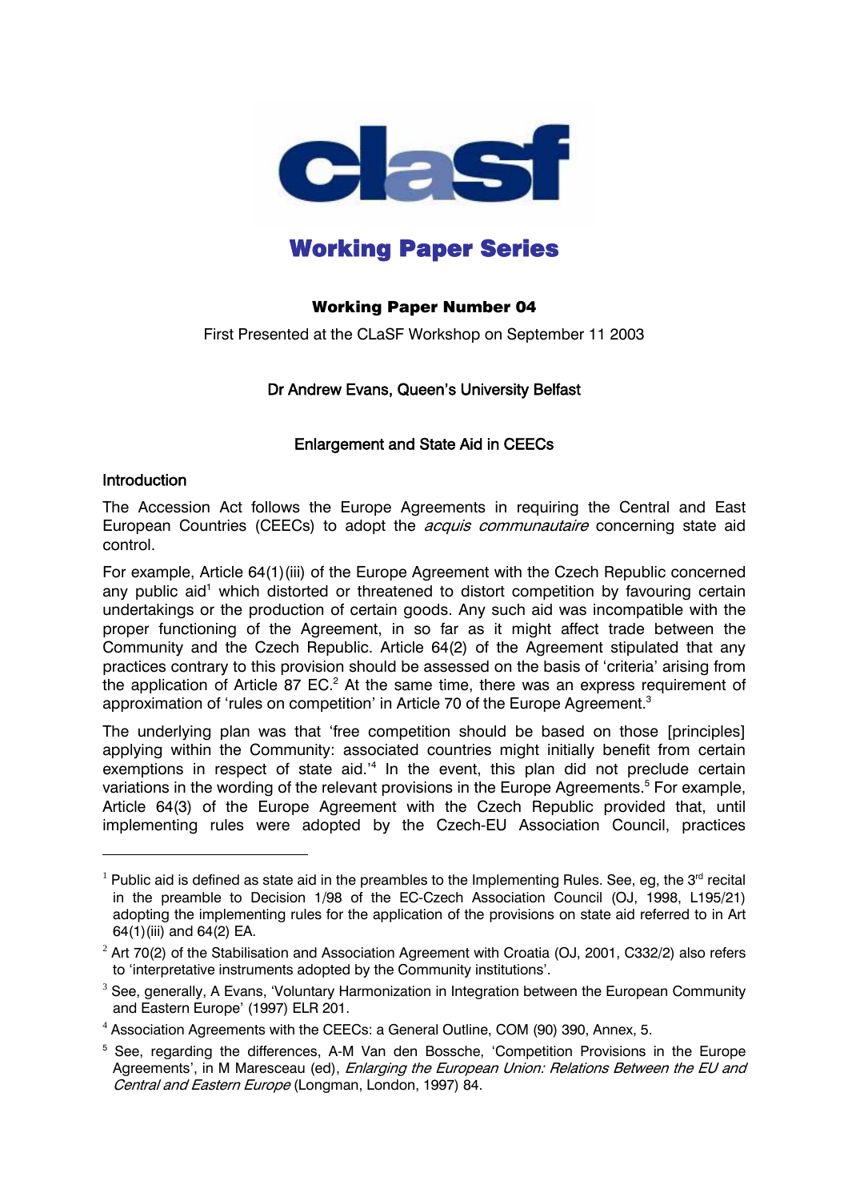clasf

# Working Paper Series

### Working Paper Number 04

First Presented at the CLaSF Workshop on September 11 2003

Dr Andrew Evans, Queen's University Belfast

## Enlargement and State Aid in CEECs

### Introduction

The Accession Act follows the Europe Agreements in requiring the Central and East European Countries (CEECs) to adopt the *acquis communautaire* concerning state aid control.

For example, Article 64(1)(iii) of the Europe Agreement with the Czech Republic concerned any public aid[1] which distorted or threatened to distort competition by favouring certain undertakings or the production of certain goods. Any such aid was incompatible with the proper functioning of the Agreement, in so far as it might affect trade between the Community and the Czech Republic. Article 64(2) of the Agreement stipulated that any practices contrary to this provision should be assessed on the basis of 'criteria' arising from the application of Article 87 EC.[2] At the same time, there was an express requirement of approximation of 'rules on competition' in Article 70 of the Europe Agreement.[3]

The underlying plan was that 'free competition should be based on those [principles] applying within the Community: associated countries might initially benefit from certain exemptions in respect of state aid.'[4] In the event, this plan did not preclude certain variations in the wording of the relevant provisions in the Europe Agreements.[5] For example, Article 64(3) of the Europe Agreement with the Czech Republic provided that, until implementing rules were adopted by the Czech-EU Association Council, practices

---

[1] Public aid is defined as state aid in the preambles to the Implementing Rules. See, eg, the 3rd recital in the preamble to Decision 1/98 of the EC-Czech Association Council (OJ, 1998, L195/21) adopting the implementing rules for the application of the provisions on state aid referred to in Art 64(1)(iii) and 64(2) EA.

[2] Art 70(2) of the Stabilisation and Association Agreement with Croatia (OJ, 2001, C332/2) also refers to 'interpretative instruments adopted by the Community institutions'.

[3] See, generally, A Evans, 'Voluntary Harmonization in Integration between the European Community and Eastern Europe' (1997) ELR 201.

[4] Association Agreements with the CEECs: a General Outline, COM (90) 390, Annex, 5.

[5] See, regarding the differences, A-M Van den Bossche, 'Competition Provisions in the Europe Agreements', in M Maresceau (ed), *Enlarging the European Union: Relations Between the EU and Central and Eastern Europe* (Longman, London, 1997) 84.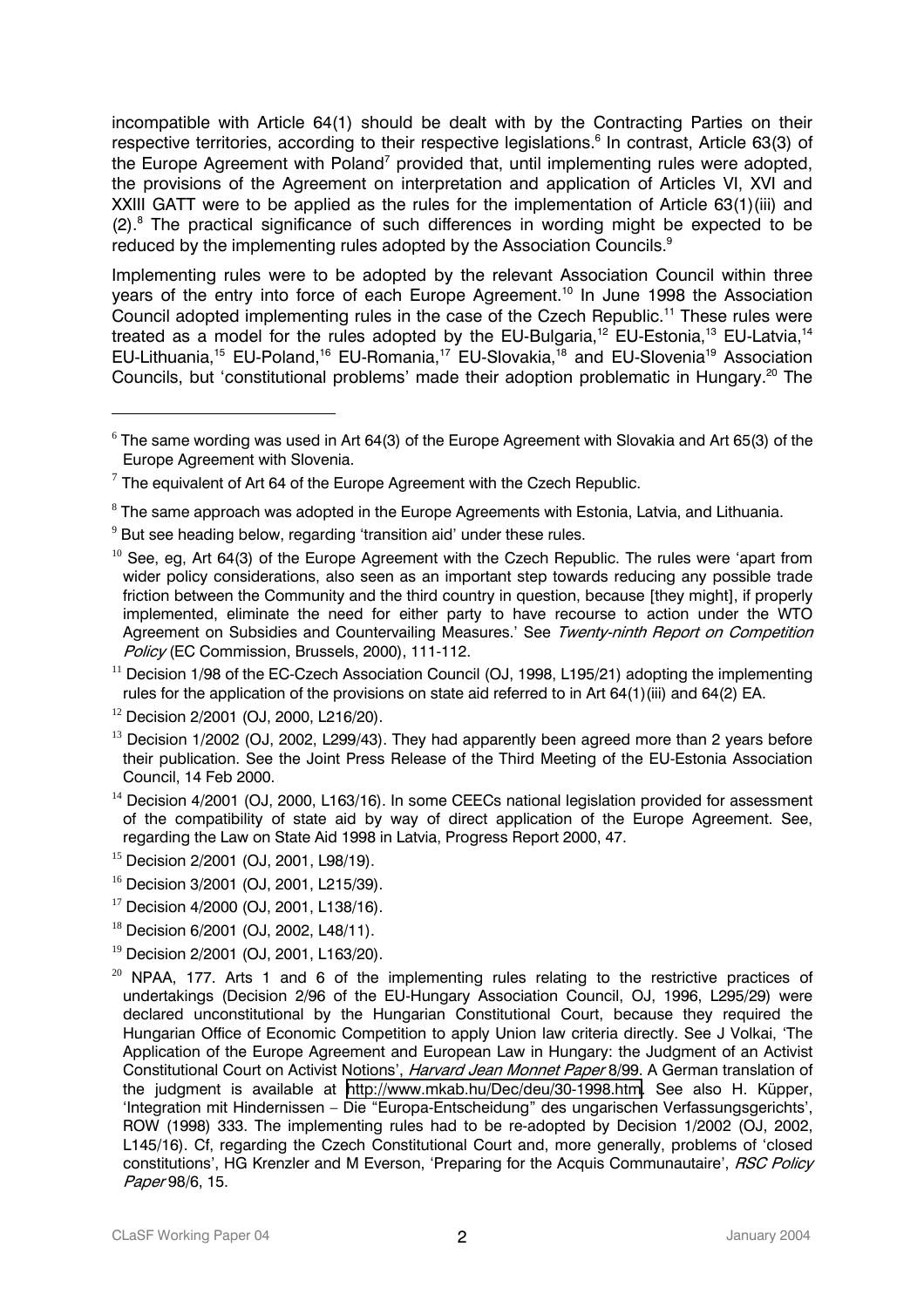incompatible with Article 64(1) should be dealt with by the Contracting Parties on their respective territories, according to their respective legislations.[6] In contrast, Article 63(3) of the Europe Agreement with Poland[7] provided that, until implementing rules were adopted, the provisions of the Agreement on interpretation and application of Articles VI, XVI and XXIII GATT were to be applied as the rules for the implementation of Article 63(1)(iii) and (2).[8] The practical significance of such differences in wording might be expected to be reduced by the implementing rules adopted by the Association Councils.[9]

Implementing rules were to be adopted by the relevant Association Council within three years of the entry into force of each Europe Agreement.[10] In June 1998 the Association Council adopted implementing rules in the case of the Czech Republic.[11] These rules were treated as a model for the rules adopted by the EU-Bulgaria,[12] EU-Estonia,[13] EU-Latvia,[14] EU-Lithuania,[15] EU-Poland,[16] EU-Romania,[17] EU-Slovakia,[18] and EU-Slovenia[19] Association Councils, but 'constitutional problems' made their adoption problematic in Hungary.[20] The

---

[6] The same wording was used in Art 64(3) of the Europe Agreement with Slovakia and Art 65(3) of the Europe Agreement with Slovenia.

[7] The equivalent of Art 64 of the Europe Agreement with the Czech Republic.

[8] The same approach was adopted in the Europe Agreements with Estonia, Latvia, and Lithuania.

[9] But see heading below, regarding 'transition aid' under these rules.

[10] See, eg, Art 64(3) of the Europe Agreement with the Czech Republic. The rules were 'apart from wider policy considerations, also seen as an important step towards reducing any possible trade friction between the Community and the third country in question, because [they might], if properly implemented, eliminate the need for either party to have recourse to action under the WTO Agreement on Subsidies and Countervailing Measures.' See *Twenty-ninth Report on Competition Policy* (EC Commission, Brussels, 2000), 111-112.

[11] Decision 1/98 of the EC-Czech Association Council (OJ, 1998, L195/21) adopting the implementing rules for the application of the provisions on state aid referred to in Art 64(1)(iii) and 64(2) EA.

[12] Decision 2/2001 (OJ, 2000, L216/20).

[13] Decision 1/2002 (OJ, 2002, L299/43). They had apparently been agreed more than 2 years before their publication. See the Joint Press Release of the Third Meeting of the EU-Estonia Association Council, 14 Feb 2000.

[14] Decision 4/2001 (OJ, 2000, L163/16). In some CEECs national legislation provided for assessment of the compatibility of state aid by way of direct application of the Europe Agreement. See, regarding the Law on State Aid 1998 in Latvia, Progress Report 2000, 47.

[15] Decision 2/2001 (OJ, 2001, L98/19).

[16] Decision 3/2001 (OJ, 2001, L215/39).

[17] Decision 4/2000 (OJ, 2001, L138/16).

[18] Decision 6/2001 (OJ, 2002, L48/11).

[19] Decision 2/2001 (OJ, 2001, L163/20).

[20] NPAA, 177. Arts 1 and 6 of the implementing rules relating to the restrictive practices of undertakings (Decision 2/96 of the EU-Hungary Association Council, OJ, 1996, L295/29) were declared unconstitutional by the Hungarian Constitutional Court, because they required the Hungarian Office of Economic Competition to apply Union law criteria directly. See J Volkai, 'The Application of the Europe Agreement and European Law in Hungary: the Judgment of an Activist Constitutional Court on Activist Notions', *Harvard Jean Monnet Paper* 8/99. A German translation of the judgment is available at http://www.mkab.hu/Dec/deu/30-1998.htm. See also H. Küpper, 'Integration mit Hindernissen – Die "Europa-Entscheidung" des ungarischen Verfassungsgerichts', ROW (1998) 333. The implementing rules had to be re-adopted by Decision 1/2002 (OJ, 2002, L145/16). Cf, regarding the Czech Constitutional Court and, more generally, problems of 'closed constitutions', HG Krenzler and M Everson, 'Preparing for the Acquis Communautaire', *RSC Policy Paper* 98/6, 15.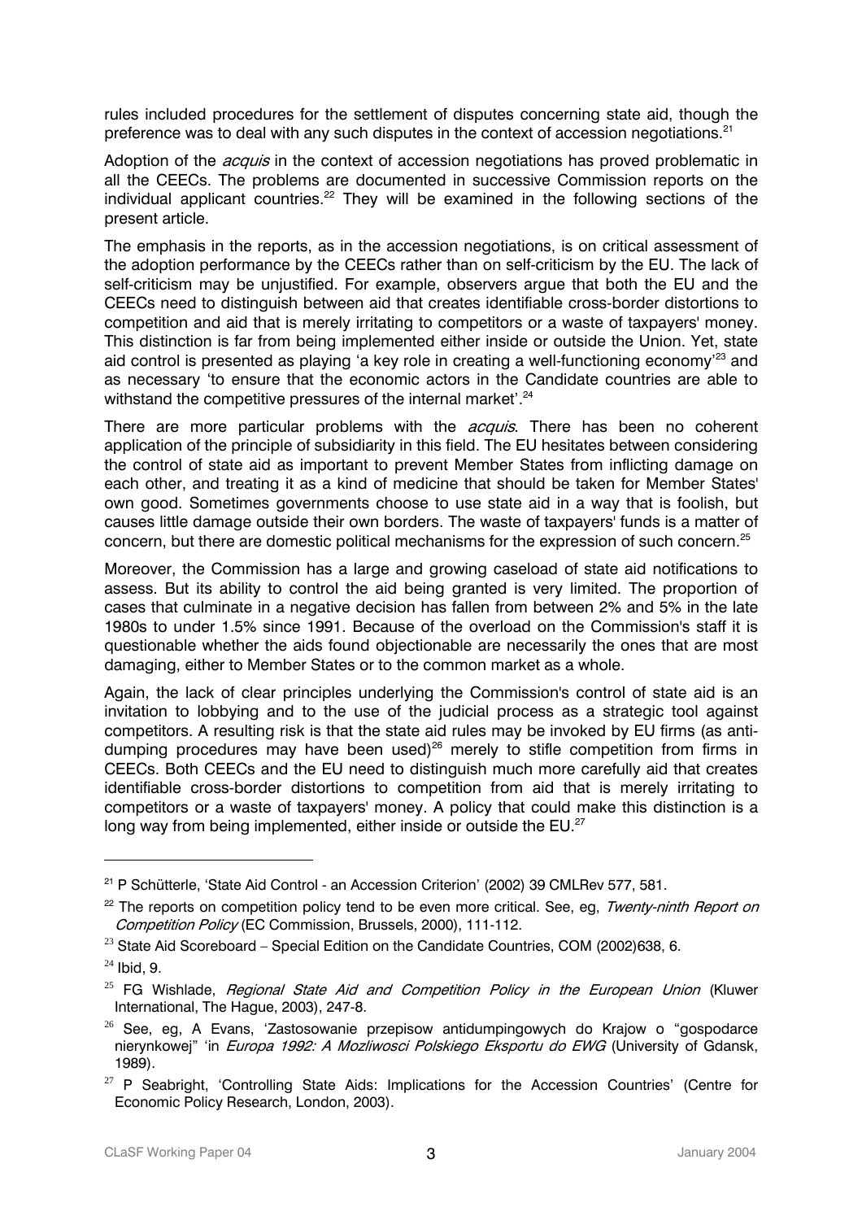rules included procedures for the settlement of disputes concerning state aid, though the preference was to deal with any such disputes in the context of accession negotiations.[21]

Adoption of the *acquis* in the context of accession negotiations has proved problematic in all the CEECs. The problems are documented in successive Commission reports on the individual applicant countries.[22] They will be examined in the following sections of the present article.

The emphasis in the reports, as in the accession negotiations, is on critical assessment of the adoption performance by the CEECs rather than on self-criticism by the EU. The lack of self-criticism may be unjustified. For example, observers argue that both the EU and the CEECs need to distinguish between aid that creates identifiable cross-border distortions to competition and aid that is merely irritating to competitors or a waste of taxpayers' money. This distinction is far from being implemented either inside or outside the Union. Yet, state aid control is presented as playing 'a key role in creating a well-functioning economy'[23] and as necessary 'to ensure that the economic actors in the Candidate countries are able to withstand the competitive pressures of the internal market'.[24]

There are more particular problems with the *acquis*. There has been no coherent application of the principle of subsidiarity in this field. The EU hesitates between considering the control of state aid as important to prevent Member States from inflicting damage on each other, and treating it as a kind of medicine that should be taken for Member States' own good. Sometimes governments choose to use state aid in a way that is foolish, but causes little damage outside their own borders. The waste of taxpayers' funds is a matter of concern, but there are domestic political mechanisms for the expression of such concern.[25]

Moreover, the Commission has a large and growing caseload of state aid notifications to assess. But its ability to control the aid being granted is very limited. The proportion of cases that culminate in a negative decision has fallen from between 2% and 5% in the late 1980s to under 1.5% since 1991. Because of the overload on the Commission's staff it is questionable whether the aids found objectionable are necessarily the ones that are most damaging, either to Member States or to the common market as a whole.

Again, the lack of clear principles underlying the Commission's control of state aid is an invitation to lobbying and to the use of the judicial process as a strategic tool against competitors. A resulting risk is that the state aid rules may be invoked by EU firms (as anti-dumping procedures may have been used)[26] merely to stifle competition from firms in CEECs. Both CEECs and the EU need to distinguish much more carefully aid that creates identifiable cross-border distortions to competition from aid that is merely irritating to competitors or a waste of taxpayers' money. A policy that could make this distinction is a long way from being implemented, either inside or outside the EU.[27]

---

[21] P Schütterle, 'State Aid Control - an Accession Criterion' (2002) 39 CMLRev 577, 581.

[22] The reports on competition policy tend to be even more critical. See, eg, *Twenty-ninth Report on Competition Policy* (EC Commission, Brussels, 2000), 111-112.

[23] State Aid Scoreboard – Special Edition on the Candidate Countries, COM (2002)638, 6.

[24] Ibid, 9.

[25] FG Wishlade, *Regional State Aid and Competition Policy in the European Union* (Kluwer International, The Hague, 2003), 247-8.

[26] See, eg, A Evans, 'Zastosowanie przepisow antidumpingowych do Krajow o "gospodarce nierynkowej" 'in *Europa 1992: A Mozliwosci Polskiego Eksportu do EWG* (University of Gdansk, 1989).

[27] P Seabright, 'Controlling State Aids: Implications for the Accession Countries' (Centre for Economic Policy Research, London, 2003).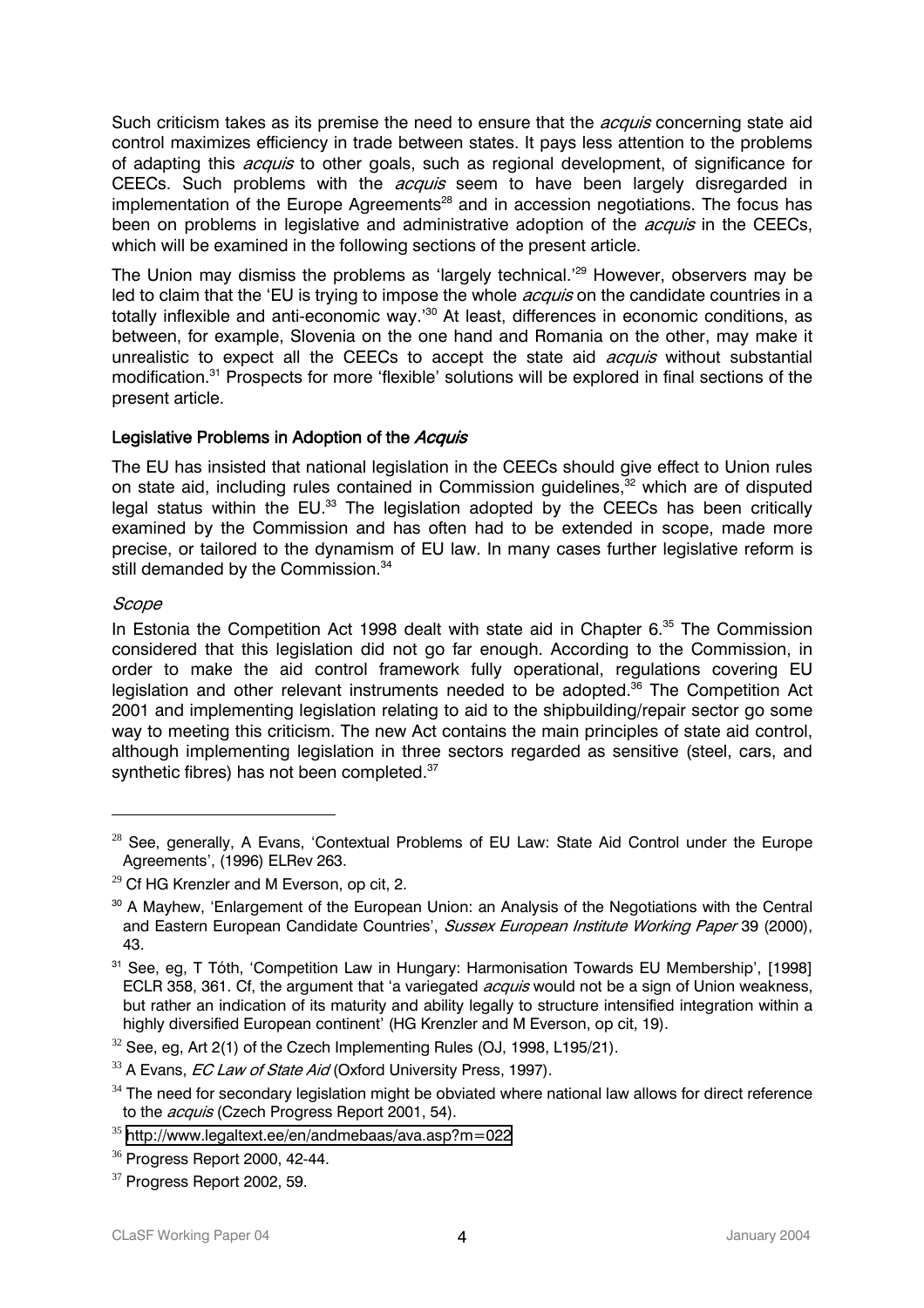Such criticism takes as its premise the need to ensure that the *acquis* concerning state aid control maximizes efficiency in trade between states. It pays less attention to the problems of adapting this *acquis* to other goals, such as regional development, of significance for CEECs. Such problems with the *acquis* seem to have been largely disregarded in implementation of the Europe Agreements[28] and in accession negotiations. The focus has been on problems in legislative and administrative adoption of the *acquis* in the CEECs, which will be examined in the following sections of the present article.

The Union may dismiss the problems as 'largely technical.'[29] However, observers may be led to claim that the 'EU is trying to impose the whole *acquis* on the candidate countries in a totally inflexible and anti-economic way.'[30] At least, differences in economic conditions, as between, for example, Slovenia on the one hand and Romania on the other, may make it unrealistic to expect all the CEECs to accept the state aid *acquis* without substantial modification.[31] Prospects for more 'flexible' solutions will be explored in final sections of the present article.

### Legislative Problems in Adoption of the *Acquis*

The EU has insisted that national legislation in the CEECs should give effect to Union rules on state aid, including rules contained in Commission guidelines,[32] which are of disputed legal status within the EU.[33] The legislation adopted by the CEECs has been critically examined by the Commission and has often had to be extended in scope, made more precise, or tailored to the dynamism of EU law. In many cases further legislative reform is still demanded by the Commission.[34]

#### *Scope*

In Estonia the Competition Act 1998 dealt with state aid in Chapter 6.[35] The Commission considered that this legislation did not go far enough. According to the Commission, in order to make the aid control framework fully operational, regulations covering EU legislation and other relevant instruments needed to be adopted.[36] The Competition Act 2001 and implementing legislation relating to aid to the shipbuilding/repair sector go some way to meeting this criticism. The new Act contains the main principles of state aid control, although implementing legislation in three sectors regarded as sensitive (steel, cars, and synthetic fibres) has not been completed.[37]

---

[28] See, generally, A Evans, 'Contextual Problems of EU Law: State Aid Control under the Europe Agreements', (1996) ELRev 263.

[29] Cf HG Krenzler and M Everson, op cit, 2.

[30] A Mayhew, 'Enlargement of the European Union: an Analysis of the Negotiations with the Central and Eastern European Candidate Countries', *Sussex European Institute Working Paper* 39 (2000), 43.

[31] See, eg, T Tóth, 'Competition Law in Hungary: Harmonisation Towards EU Membership', [1998] ECLR 358, 361. Cf, the argument that 'a variegated *acquis* would not be a sign of Union weakness, but rather an indication of its maturity and ability legally to structure intensified integration within a highly diversified European continent' (HG Krenzler and M Everson, op cit, 19).

[32] See, eg, Art 2(1) of the Czech Implementing Rules (OJ, 1998, L195/21).

[33] A Evans, *EC Law of State Aid* (Oxford University Press, 1997).

[34] The need for secondary legislation might be obviated where national law allows for direct reference to the *acquis* (Czech Progress Report 2001, 54).

[35] http://www.legaltext.ee/en/andmebaas/ava.asp?m=022

[36] Progress Report 2000, 42-44.

[37] Progress Report 2002, 59.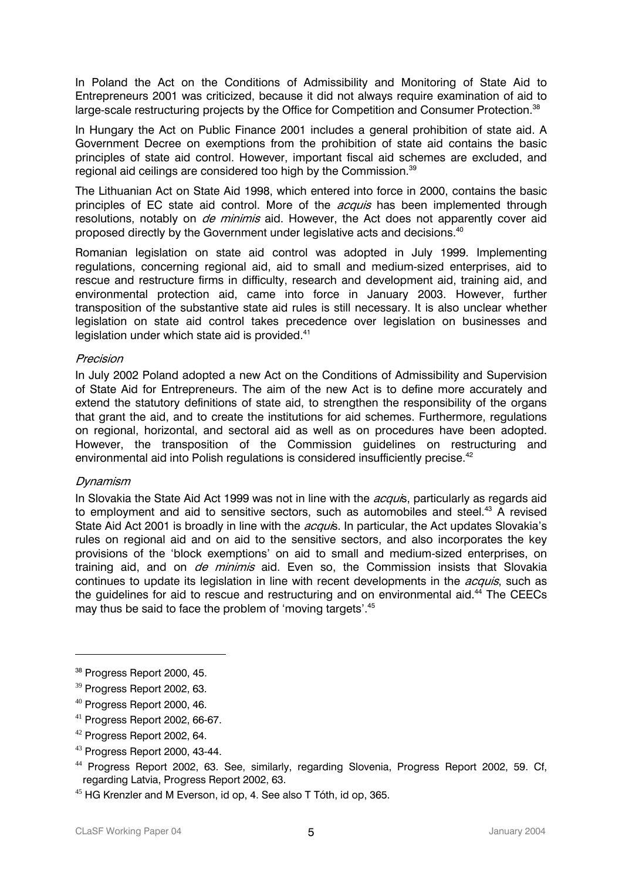In Poland the Act on the Conditions of Admissibility and Monitoring of State Aid to Entrepreneurs 2001 was criticized, because it did not always require examination of aid to large-scale restructuring projects by the Office for Competition and Consumer Protection.[38]

In Hungary the Act on Public Finance 2001 includes a general prohibition of state aid. A Government Decree on exemptions from the prohibition of state aid contains the basic principles of state aid control. However, important fiscal aid schemes are excluded, and regional aid ceilings are considered too high by the Commission.[39]

The Lithuanian Act on State Aid 1998, which entered into force in 2000, contains the basic principles of EC state aid control. More of the *acquis* has been implemented through resolutions, notably on *de minimis* aid. However, the Act does not apparently cover aid proposed directly by the Government under legislative acts and decisions.[40]

Romanian legislation on state aid control was adopted in July 1999. Implementing regulations, concerning regional aid, aid to small and medium-sized enterprises, aid to rescue and restructure firms in difficulty, research and development aid, training aid, and environmental protection aid, came into force in January 2003. However, further transposition of the substantive state aid rules is still necessary. It is also unclear whether legislation on state aid control takes precedence over legislation on businesses and legislation under which state aid is provided.[41]

*Precision*

In July 2002 Poland adopted a new Act on the Conditions of Admissibility and Supervision of State Aid for Entrepreneurs. The aim of the new Act is to define more accurately and extend the statutory definitions of state aid, to strengthen the responsibility of the organs that grant the aid, and to create the institutions for aid schemes. Furthermore, regulations on regional, horizontal, and sectoral aid as well as on procedures have been adopted. However, the transposition of the Commission guidelines on restructuring and environmental aid into Polish regulations is considered insufficiently precise.[42]

*Dynamism*

In Slovakia the State Aid Act 1999 was not in line with the *acquis*, particularly as regards aid to employment and aid to sensitive sectors, such as automobiles and steel.[43] A revised State Aid Act 2001 is broadly in line with the *acquis*. In particular, the Act updates Slovakia's rules on regional aid and on aid to the sensitive sectors, and also incorporates the key provisions of the 'block exemptions' on aid to small and medium-sized enterprises, on training aid, and on *de minimis* aid. Even so, the Commission insists that Slovakia continues to update its legislation in line with recent developments in the *acquis*, such as the guidelines for aid to rescue and restructuring and on environmental aid.[44] The CEECs may thus be said to face the problem of 'moving targets'.[45]

---

[38] Progress Report 2000, 45.

[39] Progress Report 2002, 63.

[40] Progress Report 2000, 46.

[41] Progress Report 2002, 66-67.

[42] Progress Report 2002, 64.

[43] Progress Report 2000, 43-44.

[44] Progress Report 2002, 63. See, similarly, regarding Slovenia, Progress Report 2002, 59. Cf, regarding Latvia, Progress Report 2002, 63.

[45] HG Krenzler and M Everson, id op, 4. See also T Tóth, id op, 365.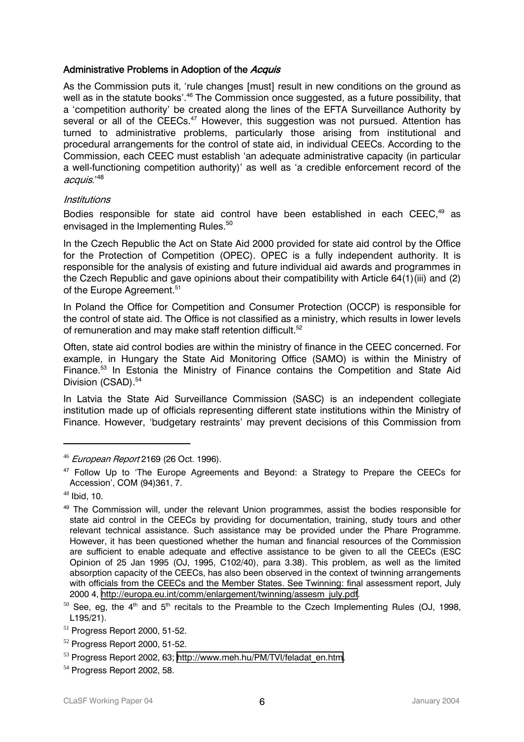### Administrative Problems in Adoption of the *Acquis*

As the Commission puts it, 'rule changes [must] result in new conditions on the ground as well as in the statute books'.[46] The Commission once suggested, as a future possibility, that a 'competition authority' be created along the lines of the EFTA Surveillance Authority by several or all of the CEECs.[47] However, this suggestion was not pursued. Attention has turned to administrative problems, particularly those arising from institutional and procedural arrangements for the control of state aid, in individual CEECs. According to the Commission, each CEEC must establish 'an adequate administrative capacity (in particular a well-functioning competition authority)' as well as 'a credible enforcement record of the *acquis*.'[48]

#### *Institutions*

Bodies responsible for state aid control have been established in each CEEC,[49] as envisaged in the Implementing Rules.[50]

In the Czech Republic the Act on State Aid 2000 provided for state aid control by the Office for the Protection of Competition (OPEC). OPEC is a fully independent authority. It is responsible for the analysis of existing and future individual aid awards and programmes in the Czech Republic and gave opinions about their compatibility with Article 64(1)(iii) and (2) of the Europe Agreement.[51]

In Poland the Office for Competition and Consumer Protection (OCCP) is responsible for the control of state aid. The Office is not classified as a ministry, which results in lower levels of remuneration and may make staff retention difficult.[52]

Often, state aid control bodies are within the ministry of finance in the CEEC concerned. For example, in Hungary the State Aid Monitoring Office (SAMO) is within the Ministry of Finance.[53] In Estonia the Ministry of Finance contains the Competition and State Aid Division (CSAD).[54]

In Latvia the State Aid Surveillance Commission (SASC) is an independent collegiate institution made up of officials representing different state institutions within the Ministry of Finance. However, 'budgetary restraints' may prevent decisions of this Commission from

---

[46] *European Report* 2169 (26 Oct. 1996).

[47] Follow Up to 'The Europe Agreements and Beyond: a Strategy to Prepare the CEECs for Accession', COM (94)361, 7.

[48] Ibid, 10.

[49] The Commission will, under the relevant Union programmes, assist the bodies responsible for state aid control in the CEECs by providing for documentation, training, study tours and other relevant technical assistance. Such assistance may be provided under the Phare Programme. However, it has been questioned whether the human and financial resources of the Commission are sufficient to enable adequate and effective assistance to be given to all the CEECs (ESC Opinion of 25 Jan 1995 (OJ, 1995, C102/40), para 3.38). This problem, as well as the limited absorption capacity of the CEECs, has also been observed in the context of twinning arrangements with officials from the CEECs and the Member States. See Twinning: final assessment report, July 2000 4, http://europa.eu.int/comm/enlargement/twinning/assesm_july.pdf.

[50] See, eg, the 4th and 5th recitals to the Preamble to the Czech Implementing Rules (OJ, 1998, L195/21).

[51] Progress Report 2000, 51-52.

[52] Progress Report 2000, 51-52.

[53] Progress Report 2002, 63; http://www.meh.hu/PM/TVI/feladat_en.htm.

[54] Progress Report 2002, 58.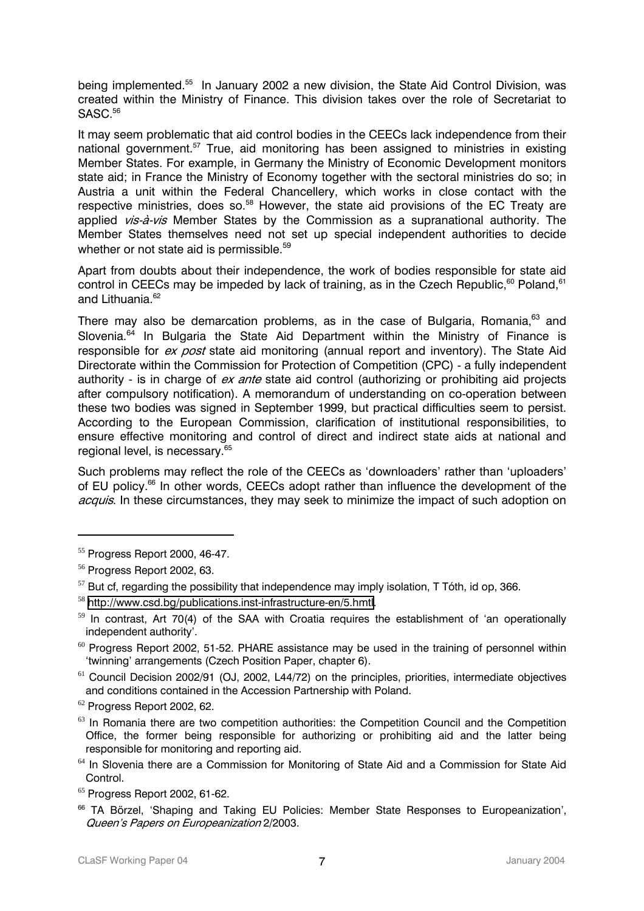being implemented.[55] In January 2002 a new division, the State Aid Control Division, was created within the Ministry of Finance. This division takes over the role of Secretariat to SASC.[56]

It may seem problematic that aid control bodies in the CEECs lack independence from their national government.[57] True, aid monitoring has been assigned to ministries in existing Member States. For example, in Germany the Ministry of Economic Development monitors state aid; in France the Ministry of Economy together with the sectoral ministries do so; in Austria a unit within the Federal Chancellery, which works in close contact with the respective ministries, does so.[58] However, the state aid provisions of the EC Treaty are applied *vis-à-vis* Member States by the Commission as a supranational authority. The Member States themselves need not set up special independent authorities to decide whether or not state aid is permissible.[59]

Apart from doubts about their independence, the work of bodies responsible for state aid control in CEECs may be impeded by lack of training, as in the Czech Republic,[60] Poland,[61] and Lithuania.[62]

There may also be demarcation problems, as in the case of Bulgaria, Romania,[63] and Slovenia.[64] In Bulgaria the State Aid Department within the Ministry of Finance is responsible for *ex post* state aid monitoring (annual report and inventory). The State Aid Directorate within the Commission for Protection of Competition (CPC) - a fully independent authority - is in charge of *ex ante* state aid control (authorizing or prohibiting aid projects after compulsory notification). A memorandum of understanding on co-operation between these two bodies was signed in September 1999, but practical difficulties seem to persist. According to the European Commission, clarification of institutional responsibilities, to ensure effective monitoring and control of direct and indirect state aids at national and regional level, is necessary.[65]

Such problems may reflect the role of the CEECs as 'downloaders' rather than 'uploaders' of EU policy.[66] In other words, CEECs adopt rather than influence the development of the *acquis*. In these circumstances, they may seek to minimize the impact of such adoption on

---

[55] Progress Report 2000, 46-47.

[56] Progress Report 2002, 63.

[57] But cf, regarding the possibility that independence may imply isolation, T Tóth, id op, 366.

[58] http://www.csd.bg/publications.inst-infrastructure-en/5.hmtl.

[59] In contrast, Art 70(4) of the SAA with Croatia requires the establishment of 'an operationally independent authority'.

[60] Progress Report 2002, 51-52. PHARE assistance may be used in the training of personnel within 'twinning' arrangements (Czech Position Paper, chapter 6).

[61] Council Decision 2002/91 (OJ, 2002, L44/72) on the principles, priorities, intermediate objectives and conditions contained in the Accession Partnership with Poland.

[62] Progress Report 2002, 62.

[63] In Romania there are two competition authorities: the Competition Council and the Competition Office, the former being responsible for authorizing or prohibiting aid and the latter being responsible for monitoring and reporting aid.

[64] In Slovenia there are a Commission for Monitoring of State Aid and a Commission for State Aid Control.

[65] Progress Report 2002, 61-62.

[66] TA Börzel, 'Shaping and Taking EU Policies: Member State Responses to Europeanization', *Queen's Papers on Europeanization* 2/2003.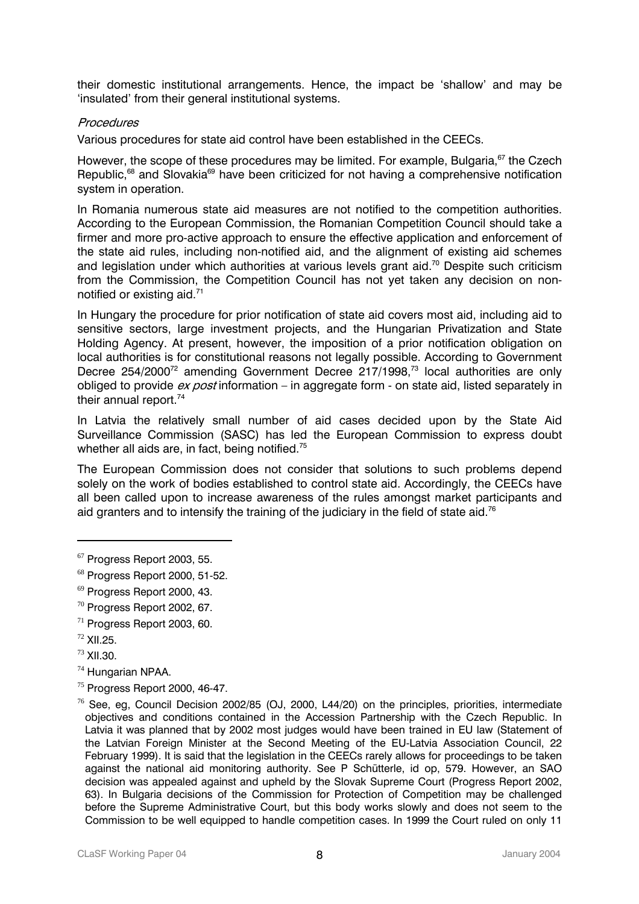their domestic institutional arrangements. Hence, the impact be 'shallow' and may be 'insulated' from their general institutional systems.

*Procedures*

Various procedures for state aid control have been established in the CEECs.

However, the scope of these procedures may be limited. For example, Bulgaria,[67] the Czech Republic,[68] and Slovakia[69] have been criticized for not having a comprehensive notification system in operation.

In Romania numerous state aid measures are not notified to the competition authorities. According to the European Commission, the Romanian Competition Council should take a firmer and more pro-active approach to ensure the effective application and enforcement of the state aid rules, including non-notified aid, and the alignment of existing aid schemes and legislation under which authorities at various levels grant aid.[70] Despite such criticism from the Commission, the Competition Council has not yet taken any decision on non-notified or existing aid.[71]

In Hungary the procedure for prior notification of state aid covers most aid, including aid to sensitive sectors, large investment projects, and the Hungarian Privatization and State Holding Agency. At present, however, the imposition of a prior notification obligation on local authorities is for constitutional reasons not legally possible. According to Government Decree 254/2000[72] amending Government Decree 217/1998,[73] local authorities are only obliged to provide *ex post* information – in aggregate form - on state aid, listed separately in their annual report.[74]

In Latvia the relatively small number of aid cases decided upon by the State Aid Surveillance Commission (SASC) has led the European Commission to express doubt whether all aids are, in fact, being notified.[75]

The European Commission does not consider that solutions to such problems depend solely on the work of bodies established to control state aid. Accordingly, the CEECs have all been called upon to increase awareness of the rules amongst market participants and aid granters and to intensify the training of the judiciary in the field of state aid.[76]

---

[67] Progress Report 2003, 55.

[68] Progress Report 2000, 51-52.

[69] Progress Report 2000, 43.

[70] Progress Report 2002, 67.

[71] Progress Report 2003, 60.

[72] XII.25.

[73] XII.30.

[74] Hungarian NPAA.

[75] Progress Report 2000, 46-47.

[76] See, eg, Council Decision 2002/85 (OJ, 2000, L44/20) on the principles, priorities, intermediate objectives and conditions contained in the Accession Partnership with the Czech Republic. In Latvia it was planned that by 2002 most judges would have been trained in EU law (Statement of the Latvian Foreign Minister at the Second Meeting of the EU-Latvia Association Council, 22 February 1999). It is said that the legislation in the CEECs rarely allows for proceedings to be taken against the national aid monitoring authority. See P Schütterle, id op, 579. However, an SAO decision was appealed against and upheld by the Slovak Supreme Court (Progress Report 2002, 63). In Bulgaria decisions of the Commission for Protection of Competition may be challenged before the Supreme Administrative Court, but this body works slowly and does not seem to the Commission to be well equipped to handle competition cases. In 1999 the Court ruled on only 11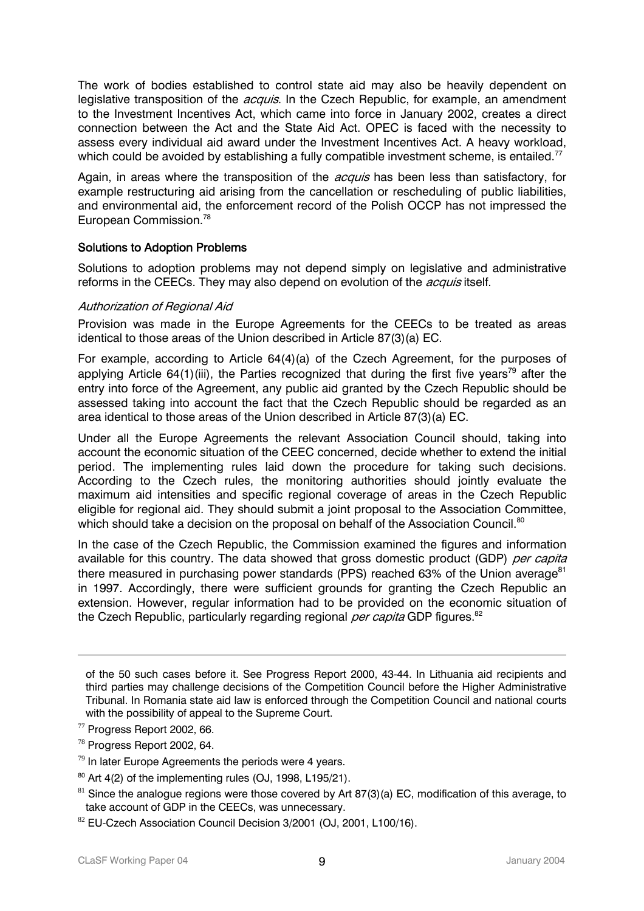The work of bodies established to control state aid may also be heavily dependent on legislative transposition of the *acquis*. In the Czech Republic, for example, an amendment to the Investment Incentives Act, which came into force in January 2002, creates a direct connection between the Act and the State Aid Act. OPEC is faced with the necessity to assess every individual aid award under the Investment Incentives Act. A heavy workload, which could be avoided by establishing a fully compatible investment scheme, is entailed.[77]

Again, in areas where the transposition of the *acquis* has been less than satisfactory, for example restructuring aid arising from the cancellation or rescheduling of public liabilities, and environmental aid, the enforcement record of the Polish OCCP has not impressed the European Commission.[78]

### Solutions to Adoption Problems

Solutions to adoption problems may not depend simply on legislative and administrative reforms in the CEECs. They may also depend on evolution of the *acquis* itself.

#### *Authorization of Regional Aid*

Provision was made in the Europe Agreements for the CEECs to be treated as areas identical to those areas of the Union described in Article 87(3)(a) EC.

For example, according to Article 64(4)(a) of the Czech Agreement, for the purposes of applying Article 64(1)(iii), the Parties recognized that during the first five years[79] after the entry into force of the Agreement, any public aid granted by the Czech Republic should be assessed taking into account the fact that the Czech Republic should be regarded as an area identical to those areas of the Union described in Article 87(3)(a) EC.

Under all the Europe Agreements the relevant Association Council should, taking into account the economic situation of the CEEC concerned, decide whether to extend the initial period. The implementing rules laid down the procedure for taking such decisions. According to the Czech rules, the monitoring authorities should jointly evaluate the maximum aid intensities and specific regional coverage of areas in the Czech Republic eligible for regional aid. They should submit a joint proposal to the Association Committee, which should take a decision on the proposal on behalf of the Association Council.[80]

In the case of the Czech Republic, the Commission examined the figures and information available for this country. The data showed that gross domestic product (GDP) *per capita* there measured in purchasing power standards (PPS) reached 63% of the Union average[81] in 1997. Accordingly, there were sufficient grounds for granting the Czech Republic an extension. However, regular information had to be provided on the economic situation of the Czech Republic, particularly regarding regional *per capita* GDP figures.[82]

---

of the 50 such cases before it. See Progress Report 2000, 43-44. In Lithuania aid recipients and third parties may challenge decisions of the Competition Council before the Higher Administrative Tribunal. In Romania state aid law is enforced through the Competition Council and national courts with the possibility of appeal to the Supreme Court.

[77] Progress Report 2002, 66.

[78] Progress Report 2002, 64.

[79] In later Europe Agreements the periods were 4 years.

[80] Art 4(2) of the implementing rules (OJ, 1998, L195/21).

[81] Since the analogue regions were those covered by Art 87(3)(a) EC, modification of this average, to take account of GDP in the CEECs, was unnecessary.

[82] EU-Czech Association Council Decision 3/2001 (OJ, 2001, L100/16).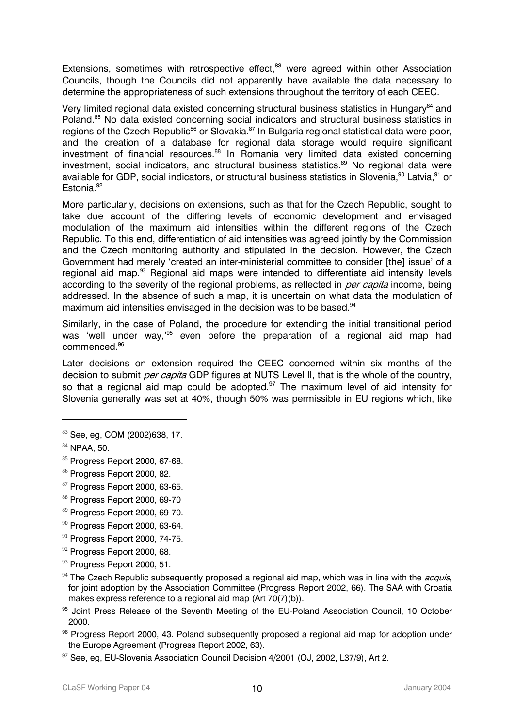Extensions, sometimes with retrospective effect,[83] were agreed within other Association Councils, though the Councils did not apparently have available the data necessary to determine the appropriateness of such extensions throughout the territory of each CEEC.

Very limited regional data existed concerning structural business statistics in Hungary[84] and Poland.[85] No data existed concerning social indicators and structural business statistics in regions of the Czech Republic[86] or Slovakia.[87] In Bulgaria regional statistical data were poor, and the creation of a database for regional data storage would require significant investment of financial resources.[88] In Romania very limited data existed concerning investment, social indicators, and structural business statistics.[89] No regional data were available for GDP, social indicators, or structural business statistics in Slovenia,[90] Latvia,[91] or Estonia.[92]

More particularly, decisions on extensions, such as that for the Czech Republic, sought to take due account of the differing levels of economic development and envisaged modulation of the maximum aid intensities within the different regions of the Czech Republic. To this end, differentiation of aid intensities was agreed jointly by the Commission and the Czech monitoring authority and stipulated in the decision. However, the Czech Government had merely 'created an inter-ministerial committee to consider [the] issue' of a regional aid map.[93] Regional aid maps were intended to differentiate aid intensity levels according to the severity of the regional problems, as reflected in *per capita* income, being addressed. In the absence of such a map, it is uncertain on what data the modulation of maximum aid intensities envisaged in the decision was to be based.[94]

Similarly, in the case of Poland, the procedure for extending the initial transitional period was 'well under way,'[95] even before the preparation of a regional aid map had commenced.[96]

Later decisions on extension required the CEEC concerned within six months of the decision to submit *per capita* GDP figures at NUTS Level II, that is the whole of the country, so that a regional aid map could be adopted.[97] The maximum level of aid intensity for Slovenia generally was set at 40%, though 50% was permissible in EU regions which, like

---

[83] See, eg, COM (2002)638, 17.

[84] NPAA, 50.

[85] Progress Report 2000, 67-68.

[86] Progress Report 2000, 82.

[87] Progress Report 2000, 63-65.

[88] Progress Report 2000, 69-70

[89] Progress Report 2000, 69-70.

[90] Progress Report 2000, 63-64.

[91] Progress Report 2000, 74-75.

[92] Progress Report 2000, 68.

[93] Progress Report 2000, 51.

[94] The Czech Republic subsequently proposed a regional aid map, which was in line with the *acquis*, for joint adoption by the Association Committee (Progress Report 2002, 66). The SAA with Croatia makes express reference to a regional aid map (Art 70(7)(b)).

[95] Joint Press Release of the Seventh Meeting of the EU-Poland Association Council, 10 October 2000.

[96] Progress Report 2000, 43. Poland subsequently proposed a regional aid map for adoption under the Europe Agreement (Progress Report 2002, 63).

[97] See, eg, EU-Slovenia Association Council Decision 4/2001 (OJ, 2002, L37/9), Art 2.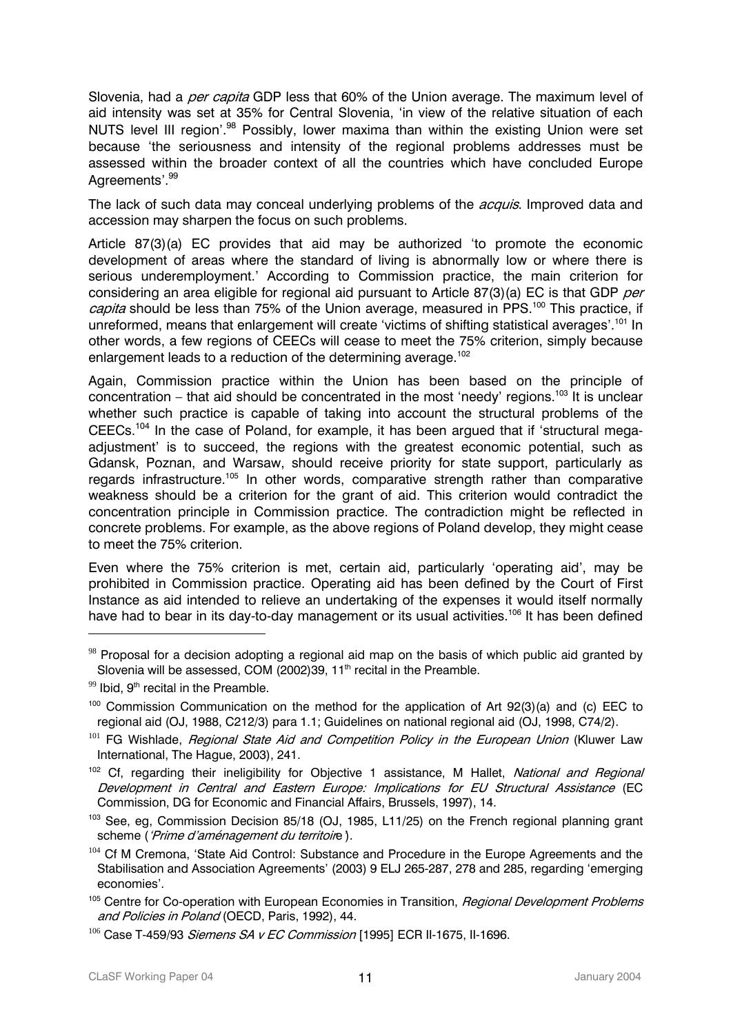Slovenia, had a *per capita* GDP less that 60% of the Union average. The maximum level of aid intensity was set at 35% for Central Slovenia, 'in view of the relative situation of each NUTS level III region'.[98] Possibly, lower maxima than within the existing Union were set because 'the seriousness and intensity of the regional problems addresses must be assessed within the broader context of all the countries which have concluded Europe Agreements'.[99]

The lack of such data may conceal underlying problems of the *acquis*. Improved data and accession may sharpen the focus on such problems.

Article 87(3)(a) EC provides that aid may be authorized 'to promote the economic development of areas where the standard of living is abnormally low or where there is serious underemployment.' According to Commission practice, the main criterion for considering an area eligible for regional aid pursuant to Article 87(3)(a) EC is that GDP *per capita* should be less than 75% of the Union average, measured in PPS.[100] This practice, if unreformed, means that enlargement will create 'victims of shifting statistical averages'.[101] In other words, a few regions of CEECs will cease to meet the 75% criterion, simply because enlargement leads to a reduction of the determining average.[102]

Again, Commission practice within the Union has been based on the principle of concentration – that aid should be concentrated in the most 'needy' regions.[103] It is unclear whether such practice is capable of taking into account the structural problems of the CEECs.[104] In the case of Poland, for example, it has been argued that if 'structural mega-adjustment' is to succeed, the regions with the greatest economic potential, such as Gdansk, Poznan, and Warsaw, should receive priority for state support, particularly as regards infrastructure.[105] In other words, comparative strength rather than comparative weakness should be a criterion for the grant of aid. This criterion would contradict the concentration principle in Commission practice. The contradiction might be reflected in concrete problems. For example, as the above regions of Poland develop, they might cease to meet the 75% criterion.

Even where the 75% criterion is met, certain aid, particularly 'operating aid', may be prohibited in Commission practice. Operating aid has been defined by the Court of First Instance as aid intended to relieve an undertaking of the expenses it would itself normally have had to bear in its day-to-day management or its usual activities.[106] It has been defined

---

[98] Proposal for a decision adopting a regional aid map on the basis of which public aid granted by Slovenia will be assessed, COM (2002)39, 11th recital in the Preamble.

[99] Ibid, 9th recital in the Preamble.

[100] Commission Communication on the method for the application of Art 92(3)(a) and (c) EEC to regional aid (OJ, 1988, C212/3) para 1.1; Guidelines on national regional aid (OJ, 1998, C74/2).

[101] FG Wishlade, *Regional State Aid and Competition Policy in the European Union* (Kluwer Law International, The Hague, 2003), 241.

[102] Cf, regarding their ineligibility for Objective 1 assistance, M Hallet, *National and Regional Development in Central and Eastern Europe: Implications for EU Structural Assistance* (EC Commission, DG for Economic and Financial Affairs, Brussels, 1997), 14.

[103] See, eg, Commission Decision 85/18 (OJ, 1985, L11/25) on the French regional planning grant scheme (*'Prime d'aménagement du territoire*).

[104] Cf M Cremona, 'State Aid Control: Substance and Procedure in the Europe Agreements and the Stabilisation and Association Agreements' (2003) 9 ELJ 265-287, 278 and 285, regarding 'emerging economies'.

[105] Centre for Co-operation with European Economies in Transition, *Regional Development Problems and Policies in Poland* (OECD, Paris, 1992), 44.

[106] Case T-459/93 *Siemens SA v EC Commission* [1995] ECR II-1675, II-1696.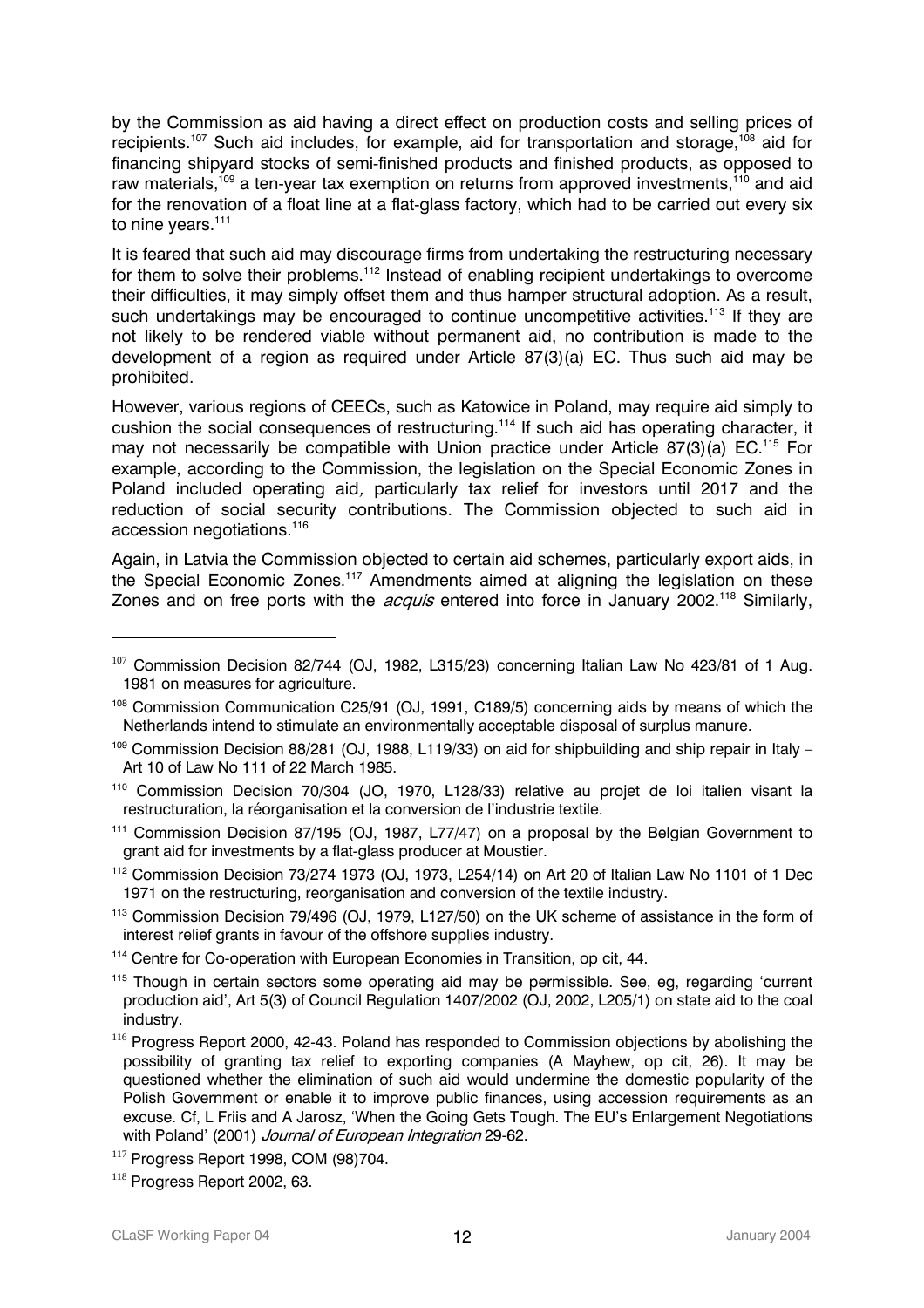by the Commission as aid having a direct effect on production costs and selling prices of recipients.[107] Such aid includes, for example, aid for transportation and storage,[108] aid for financing shipyard stocks of semi-finished products and finished products, as opposed to raw materials,[109] a ten-year tax exemption on returns from approved investments,[110] and aid for the renovation of a float line at a flat-glass factory, which had to be carried out every six to nine years.[111]

It is feared that such aid may discourage firms from undertaking the restructuring necessary for them to solve their problems.[112] Instead of enabling recipient undertakings to overcome their difficulties, it may simply offset them and thus hamper structural adoption. As a result, such undertakings may be encouraged to continue uncompetitive activities.[113] If they are not likely to be rendered viable without permanent aid, no contribution is made to the development of a region as required under Article 87(3)(a) EC. Thus such aid may be prohibited.

However, various regions of CEECs, such as Katowice in Poland, may require aid simply to cushion the social consequences of restructuring.[114] If such aid has operating character, it may not necessarily be compatible with Union practice under Article 87(3)(a) EC.[115] For example, according to the Commission, the legislation on the Special Economic Zones in Poland included operating aid*,* particularly tax relief for investors until 2017 and the reduction of social security contributions. The Commission objected to such aid in accession negotiations.[116]

Again, in Latvia the Commission objected to certain aid schemes, particularly export aids, in the Special Economic Zones.[117] Amendments aimed at aligning the legislation on these Zones and on free ports with the *acquis* entered into force in January 2002.[118] Similarly,

---

[107] Commission Decision 82/744 (OJ, 1982, L315/23) concerning Italian Law No 423/81 of 1 Aug. 1981 on measures for agriculture.

[108] Commission Communication C25/91 (OJ, 1991, C189/5) concerning aids by means of which the Netherlands intend to stimulate an environmentally acceptable disposal of surplus manure.

[109] Commission Decision 88/281 (OJ, 1988, L119/33) on aid for shipbuilding and ship repair in Italy – Art 10 of Law No 111 of 22 March 1985.

[110] Commission Decision 70/304 (JO, 1970, L128/33) relative au projet de loi italien visant la restructuration, la réorganisation et la conversion de l'industrie textile.

[111] Commission Decision 87/195 (OJ, 1987, L77/47) on a proposal by the Belgian Government to grant aid for investments by a flat-glass producer at Moustier.

[112] Commission Decision 73/274 1973 (OJ, 1973, L254/14) on Art 20 of Italian Law No 1101 of 1 Dec 1971 on the restructuring, reorganisation and conversion of the textile industry.

[113] Commission Decision 79/496 (OJ, 1979, L127/50) on the UK scheme of assistance in the form of interest relief grants in favour of the offshore supplies industry.

[114] Centre for Co-operation with European Economies in Transition, op cit, 44.

[115] Though in certain sectors some operating aid may be permissible. See, eg, regarding 'current production aid', Art 5(3) of Council Regulation 1407/2002 (OJ, 2002, L205/1) on state aid to the coal industry.

[116] Progress Report 2000, 42-43. Poland has responded to Commission objections by abolishing the possibility of granting tax relief to exporting companies (A Mayhew, op cit, 26). It may be questioned whether the elimination of such aid would undermine the domestic popularity of the Polish Government or enable it to improve public finances, using accession requirements as an excuse. Cf, L Friis and A Jarosz, 'When the Going Gets Tough. The EU's Enlargement Negotiations with Poland' (2001) *Journal of European Integration* 29-62.

[117] Progress Report 1998, COM (98)704.

[118] Progress Report 2002, 63.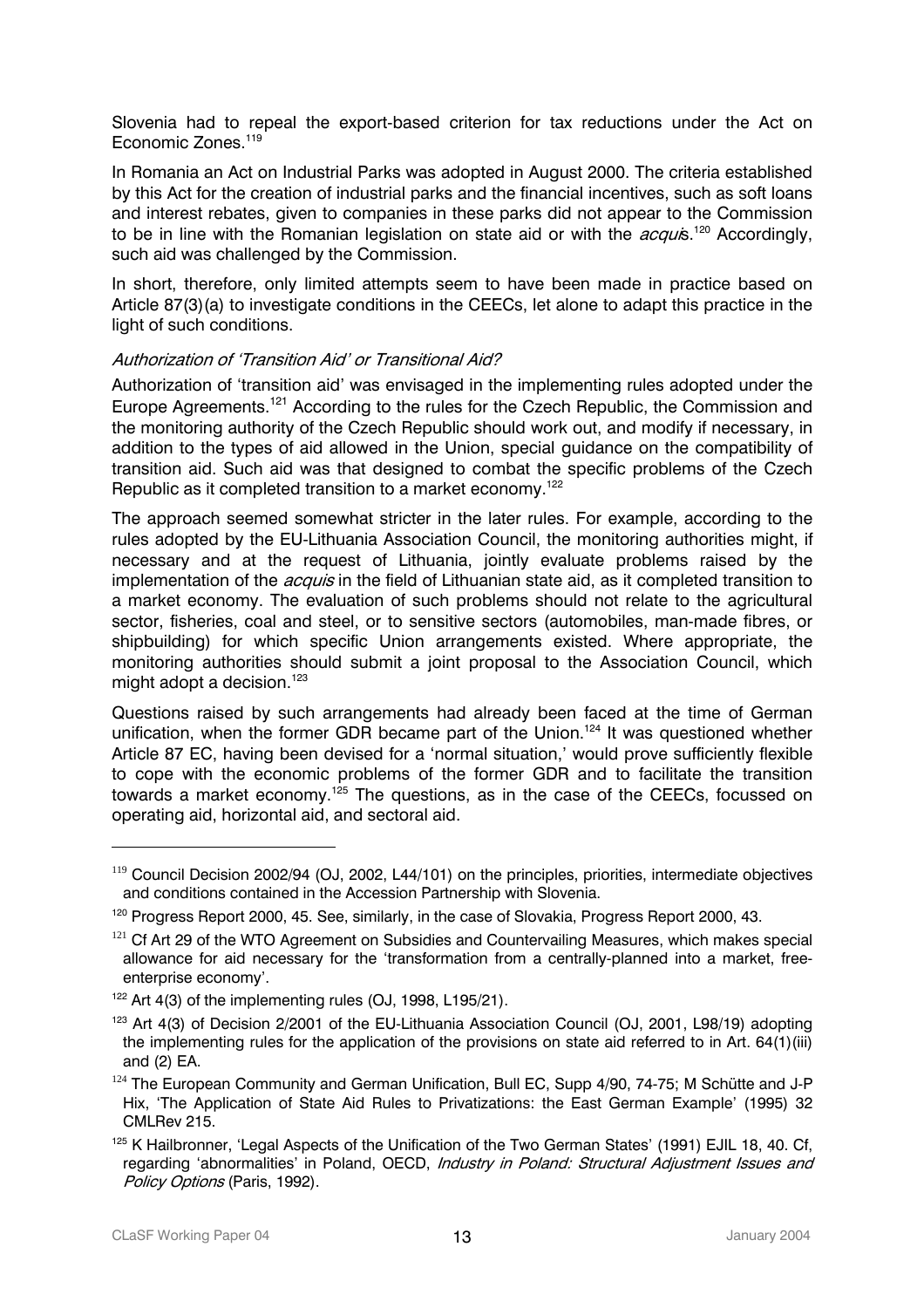Slovenia had to repeal the export-based criterion for tax reductions under the Act on Economic Zones.[119]

In Romania an Act on Industrial Parks was adopted in August 2000. The criteria established by this Act for the creation of industrial parks and the financial incentives, such as soft loans and interest rebates, given to companies in these parks did not appear to the Commission to be in line with the Romanian legislation on state aid or with the *acquis*.[120] Accordingly, such aid was challenged by the Commission.

In short, therefore, only limited attempts seem to have been made in practice based on Article 87(3)(a) to investigate conditions in the CEECs, let alone to adapt this practice in the light of such conditions.

### *Authorization of 'Transition Aid' or Transitional Aid?*

Authorization of 'transition aid' was envisaged in the implementing rules adopted under the Europe Agreements.[121] According to the rules for the Czech Republic, the Commission and the monitoring authority of the Czech Republic should work out, and modify if necessary, in addition to the types of aid allowed in the Union, special guidance on the compatibility of transition aid. Such aid was that designed to combat the specific problems of the Czech Republic as it completed transition to a market economy.[122]

The approach seemed somewhat stricter in the later rules. For example, according to the rules adopted by the EU-Lithuania Association Council, the monitoring authorities might, if necessary and at the request of Lithuania, jointly evaluate problems raised by the implementation of the *acquis* in the field of Lithuanian state aid, as it completed transition to a market economy. The evaluation of such problems should not relate to the agricultural sector, fisheries, coal and steel, or to sensitive sectors (automobiles, man-made fibres, or shipbuilding) for which specific Union arrangements existed. Where appropriate, the monitoring authorities should submit a joint proposal to the Association Council, which might adopt a decision.[123]

Questions raised by such arrangements had already been faced at the time of German unification, when the former GDR became part of the Union.[124] It was questioned whether Article 87 EC, having been devised for a 'normal situation,' would prove sufficiently flexible to cope with the economic problems of the former GDR and to facilitate the transition towards a market economy.[125] The questions, as in the case of the CEECs, focussed on operating aid, horizontal aid, and sectoral aid.

---

[119] Council Decision 2002/94 (OJ, 2002, L44/101) on the principles, priorities, intermediate objectives and conditions contained in the Accession Partnership with Slovenia.

[120] Progress Report 2000, 45. See, similarly, in the case of Slovakia, Progress Report 2000, 43.

[121] Cf Art 29 of the WTO Agreement on Subsidies and Countervailing Measures, which makes special allowance for aid necessary for the 'transformation from a centrally-planned into a market, free-enterprise economy'.

[122] Art 4(3) of the implementing rules (OJ, 1998, L195/21).

[123] Art 4(3) of Decision 2/2001 of the EU-Lithuania Association Council (OJ, 2001, L98/19) adopting the implementing rules for the application of the provisions on state aid referred to in Art. 64(1)(iii) and (2) EA.

[124] The European Community and German Unification, Bull EC, Supp 4/90, 74-75; M Schütte and J-P Hix, 'The Application of State Aid Rules to Privatizations: the East German Example' (1995) 32 CMLRev 215.

[125] K Hailbronner, 'Legal Aspects of the Unification of the Two German States' (1991) EJIL 18, 40. Cf, regarding 'abnormalities' in Poland, OECD, *Industry in Poland: Structural Adjustment Issues and Policy Options* (Paris, 1992).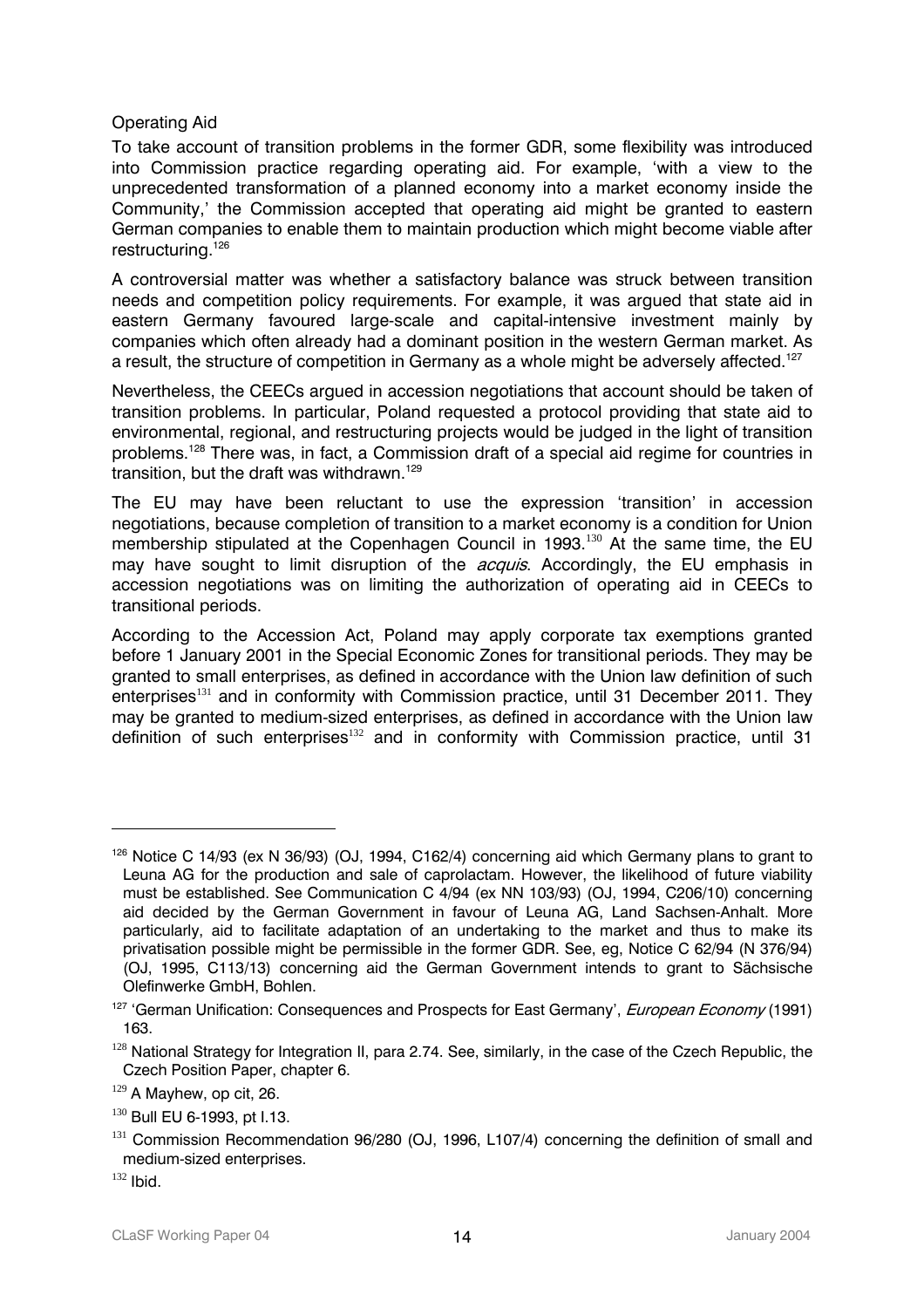### Operating Aid

To take account of transition problems in the former GDR, some flexibility was introduced into Commission practice regarding operating aid. For example, 'with a view to the unprecedented transformation of a planned economy into a market economy inside the Community,' the Commission accepted that operating aid might be granted to eastern German companies to enable them to maintain production which might become viable after restructuring.[126]

A controversial matter was whether a satisfactory balance was struck between transition needs and competition policy requirements. For example, it was argued that state aid in eastern Germany favoured large-scale and capital-intensive investment mainly by companies which often already had a dominant position in the western German market. As a result, the structure of competition in Germany as a whole might be adversely affected.[127]

Nevertheless, the CEECs argued in accession negotiations that account should be taken of transition problems. In particular, Poland requested a protocol providing that state aid to environmental, regional, and restructuring projects would be judged in the light of transition problems.[128] There was, in fact, a Commission draft of a special aid regime for countries in transition, but the draft was withdrawn.[129]

The EU may have been reluctant to use the expression 'transition' in accession negotiations, because completion of transition to a market economy is a condition for Union membership stipulated at the Copenhagen Council in 1993.[130] At the same time, the EU may have sought to limit disruption of the *acquis*. Accordingly, the EU emphasis in accession negotiations was on limiting the authorization of operating aid in CEECs to transitional periods.

According to the Accession Act, Poland may apply corporate tax exemptions granted before 1 January 2001 in the Special Economic Zones for transitional periods. They may be granted to small enterprises, as defined in accordance with the Union law definition of such enterprises[131] and in conformity with Commission practice, until 31 December 2011. They may be granted to medium-sized enterprises, as defined in accordance with the Union law definition of such enterprises[132] and in conformity with Commission practice, until 31

---

[126] Notice C 14/93 (ex N 36/93) (OJ, 1994, C162/4) concerning aid which Germany plans to grant to Leuna AG for the production and sale of caprolactam. However, the likelihood of future viability must be established. See Communication C 4/94 (ex NN 103/93) (OJ, 1994, C206/10) concerning aid decided by the German Government in favour of Leuna AG, Land Sachsen-Anhalt. More particularly, aid to facilitate adaptation of an undertaking to the market and thus to make its privatisation possible might be permissible in the former GDR. See, eg, Notice C 62/94 (N 376/94) (OJ, 1995, C113/13) concerning aid the German Government intends to grant to Sächsische Olefinwerke GmbH, Bohlen.

[127] 'German Unification: Consequences and Prospects for East Germany', *European Economy* (1991) 163.

[128] National Strategy for Integration II, para 2.74. See, similarly, in the case of the Czech Republic, the Czech Position Paper, chapter 6.

[129] A Mayhew, op cit, 26.

[130] Bull EU 6-1993, pt I.13.

[131] Commission Recommendation 96/280 (OJ, 1996, L107/4) concerning the definition of small and medium-sized enterprises.

[132] Ibid.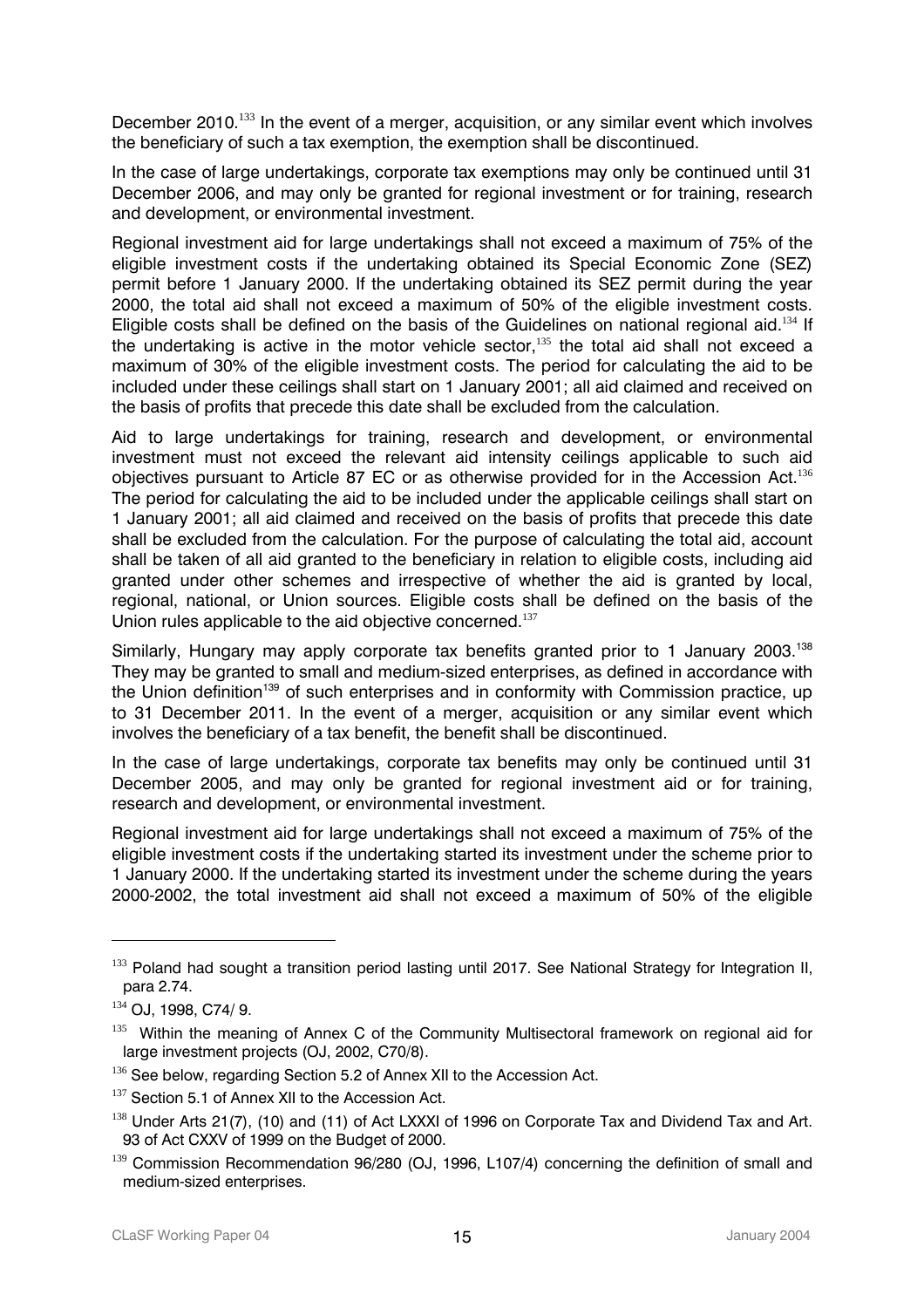December 2010.[133] In the event of a merger, acquisition, or any similar event which involves the beneficiary of such a tax exemption, the exemption shall be discontinued.

In the case of large undertakings, corporate tax exemptions may only be continued until 31 December 2006, and may only be granted for regional investment or for training, research and development, or environmental investment.

Regional investment aid for large undertakings shall not exceed a maximum of 75% of the eligible investment costs if the undertaking obtained its Special Economic Zone (SEZ) permit before 1 January 2000. If the undertaking obtained its SEZ permit during the year 2000, the total aid shall not exceed a maximum of 50% of the eligible investment costs. Eligible costs shall be defined on the basis of the Guidelines on national regional aid.[134] If the undertaking is active in the motor vehicle sector,[135] the total aid shall not exceed a maximum of 30% of the eligible investment costs. The period for calculating the aid to be included under these ceilings shall start on 1 January 2001; all aid claimed and received on the basis of profits that precede this date shall be excluded from the calculation.

Aid to large undertakings for training, research and development, or environmental investment must not exceed the relevant aid intensity ceilings applicable to such aid objectives pursuant to Article 87 EC or as otherwise provided for in the Accession Act.[136] The period for calculating the aid to be included under the applicable ceilings shall start on 1 January 2001; all aid claimed and received on the basis of profits that precede this date shall be excluded from the calculation. For the purpose of calculating the total aid, account shall be taken of all aid granted to the beneficiary in relation to eligible costs, including aid granted under other schemes and irrespective of whether the aid is granted by local, regional, national, or Union sources. Eligible costs shall be defined on the basis of the Union rules applicable to the aid objective concerned.[137]

Similarly, Hungary may apply corporate tax benefits granted prior to 1 January 2003.[138] They may be granted to small and medium-sized enterprises, as defined in accordance with the Union definition[139] of such enterprises and in conformity with Commission practice, up to 31 December 2011. In the event of a merger, acquisition or any similar event which involves the beneficiary of a tax benefit, the benefit shall be discontinued.

In the case of large undertakings, corporate tax benefits may only be continued until 31 December 2005, and may only be granted for regional investment aid or for training, research and development, or environmental investment.

Regional investment aid for large undertakings shall not exceed a maximum of 75% of the eligible investment costs if the undertaking started its investment under the scheme prior to 1 January 2000. If the undertaking started its investment under the scheme during the years 2000-2002, the total investment aid shall not exceed a maximum of 50% of the eligible

---

[133] Poland had sought a transition period lasting until 2017. See National Strategy for Integration II, para 2.74.

[134] OJ, 1998, C74/ 9.

[135] Within the meaning of Annex C of the Community Multisectoral framework on regional aid for large investment projects (OJ, 2002, C70/8).

[136] See below, regarding Section 5.2 of Annex XII to the Accession Act.

[137] Section 5.1 of Annex XII to the Accession Act.

[138] Under Arts 21(7), (10) and (11) of Act LXXXI of 1996 on Corporate Tax and Dividend Tax and Art. 93 of Act CXXV of 1999 on the Budget of 2000.

[139] Commission Recommendation 96/280 (OJ, 1996, L107/4) concerning the definition of small and medium-sized enterprises.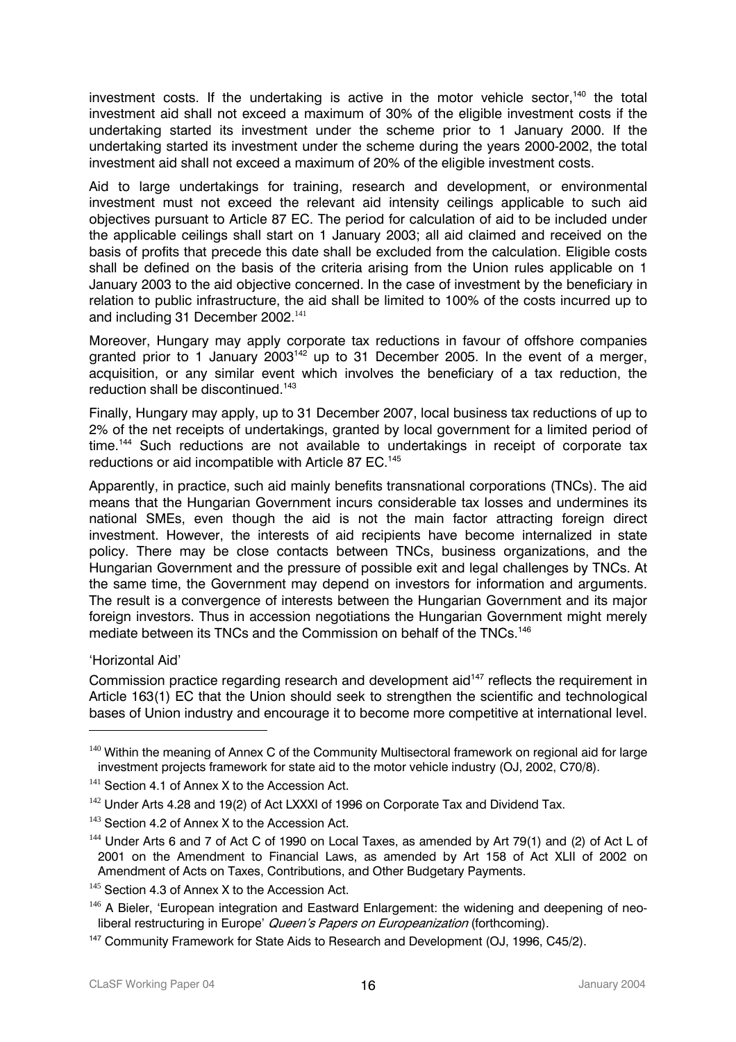investment costs. If the undertaking is active in the motor vehicle sector,[140] the total investment aid shall not exceed a maximum of 30% of the eligible investment costs if the undertaking started its investment under the scheme prior to 1 January 2000. If the undertaking started its investment under the scheme during the years 2000-2002, the total investment aid shall not exceed a maximum of 20% of the eligible investment costs.

Aid to large undertakings for training, research and development, or environmental investment must not exceed the relevant aid intensity ceilings applicable to such aid objectives pursuant to Article 87 EC. The period for calculation of aid to be included under the applicable ceilings shall start on 1 January 2003; all aid claimed and received on the basis of profits that precede this date shall be excluded from the calculation. Eligible costs shall be defined on the basis of the criteria arising from the Union rules applicable on 1 January 2003 to the aid objective concerned. In the case of investment by the beneficiary in relation to public infrastructure, the aid shall be limited to 100% of the costs incurred up to and including 31 December 2002.[141]

Moreover, Hungary may apply corporate tax reductions in favour of offshore companies granted prior to 1 January 2003[142] up to 31 December 2005. In the event of a merger, acquisition, or any similar event which involves the beneficiary of a tax reduction, the reduction shall be discontinued.[143]

Finally, Hungary may apply, up to 31 December 2007, local business tax reductions of up to 2% of the net receipts of undertakings, granted by local government for a limited period of time.[144] Such reductions are not available to undertakings in receipt of corporate tax reductions or aid incompatible with Article 87 EC.[145]

Apparently, in practice, such aid mainly benefits transnational corporations (TNCs). The aid means that the Hungarian Government incurs considerable tax losses and undermines its national SMEs, even though the aid is not the main factor attracting foreign direct investment. However, the interests of aid recipients have become internalized in state policy. There may be close contacts between TNCs, business organizations, and the Hungarian Government and the pressure of possible exit and legal challenges by TNCs. At the same time, the Government may depend on investors for information and arguments. The result is a convergence of interests between the Hungarian Government and its major foreign investors. Thus in accession negotiations the Hungarian Government might merely mediate between its TNCs and the Commission on behalf of the TNCs.[146]

'Horizontal Aid'

Commission practice regarding research and development aid[147] reflects the requirement in Article 163(1) EC that the Union should seek to strengthen the scientific and technological bases of Union industry and encourage it to become more competitive at international level.

---

[140] Within the meaning of Annex C of the Community Multisectoral framework on regional aid for large investment projects framework for state aid to the motor vehicle industry (OJ, 2002, C70/8).

[141] Section 4.1 of Annex X to the Accession Act.

[142] Under Arts 4.28 and 19(2) of Act LXXXI of 1996 on Corporate Tax and Dividend Tax.

[143] Section 4.2 of Annex X to the Accession Act.

[144] Under Arts 6 and 7 of Act C of 1990 on Local Taxes, as amended by Art 79(1) and (2) of Act L of 2001 on the Amendment to Financial Laws, as amended by Art 158 of Act XLII of 2002 on Amendment of Acts on Taxes, Contributions, and Other Budgetary Payments.

[145] Section 4.3 of Annex X to the Accession Act.

[146] A Bieler, 'European integration and Eastward Enlargement: the widening and deepening of neo-liberal restructuring in Europe' *Queen's Papers on Europeanization* (forthcoming).

[147] Community Framework for State Aids to Research and Development (OJ, 1996, C45/2).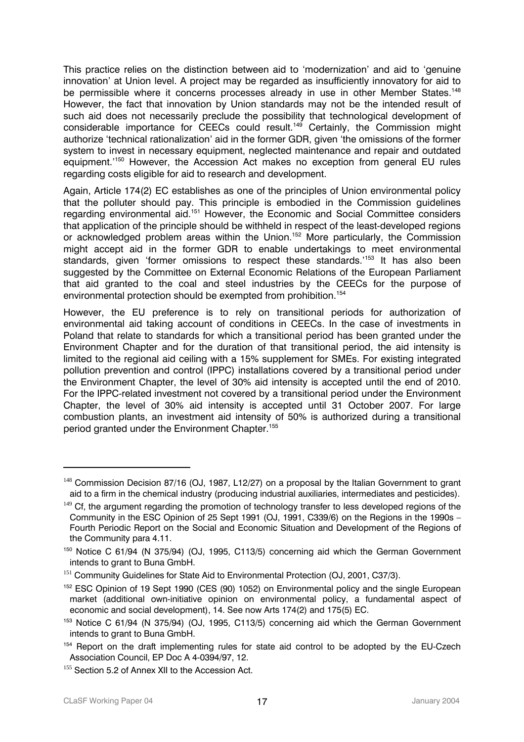This practice relies on the distinction between aid to 'modernization' and aid to 'genuine innovation' at Union level. A project may be regarded as insufficiently innovatory for aid to be permissible where it concerns processes already in use in other Member States.[148] However, the fact that innovation by Union standards may not be the intended result of such aid does not necessarily preclude the possibility that technological development of considerable importance for CEECs could result.[149] Certainly, the Commission might authorize 'technical rationalization' aid in the former GDR, given 'the omissions of the former system to invest in necessary equipment, neglected maintenance and repair and outdated equipment.'[150] However, the Accession Act makes no exception from general EU rules regarding costs eligible for aid to research and development.

Again, Article 174(2) EC establishes as one of the principles of Union environmental policy that the polluter should pay. This principle is embodied in the Commission guidelines regarding environmental aid.[151] However, the Economic and Social Committee considers that application of the principle should be withheld in respect of the least-developed regions or acknowledged problem areas within the Union.[152] More particularly, the Commission might accept aid in the former GDR to enable undertakings to meet environmental standards, given 'former omissions to respect these standards.'[153] It has also been suggested by the Committee on External Economic Relations of the European Parliament that aid granted to the coal and steel industries by the CEECs for the purpose of environmental protection should be exempted from prohibition.[154]

However, the EU preference is to rely on transitional periods for authorization of environmental aid taking account of conditions in CEECs. In the case of investments in Poland that relate to standards for which a transitional period has been granted under the Environment Chapter and for the duration of that transitional period, the aid intensity is limited to the regional aid ceiling with a 15% supplement for SMEs. For existing integrated pollution prevention and control (IPPC) installations covered by a transitional period under the Environment Chapter, the level of 30% aid intensity is accepted until the end of 2010. For the IPPC-related investment not covered by a transitional period under the Environment Chapter, the level of 30% aid intensity is accepted until 31 October 2007. For large combustion plants, an investment aid intensity of 50% is authorized during a transitional period granted under the Environment Chapter.[155]

---

[148] Commission Decision 87/16 (OJ, 1987, L12/27) on a proposal by the Italian Government to grant aid to a firm in the chemical industry (producing industrial auxiliaries, intermediates and pesticides).

[149] Cf, the argument regarding the promotion of technology transfer to less developed regions of the Community in the ESC Opinion of 25 Sept 1991 (OJ, 1991, C339/6) on the Regions in the 1990s – Fourth Periodic Report on the Social and Economic Situation and Development of the Regions of the Community para 4.11.

[150] Notice C 61/94 (N 375/94) (OJ, 1995, C113/5) concerning aid which the German Government intends to grant to Buna GmbH.

[151] Community Guidelines for State Aid to Environmental Protection (OJ, 2001, C37/3).

[152] ESC Opinion of 19 Sept 1990 (CES (90) 1052) on Environmental policy and the single European market (additional own-initiative opinion on environmental policy, a fundamental aspect of economic and social development), 14. See now Arts 174(2) and 175(5) EC.

[153] Notice C 61/94 (N 375/94) (OJ, 1995, C113/5) concerning aid which the German Government intends to grant to Buna GmbH.

[154] Report on the draft implementing rules for state aid control to be adopted by the EU-Czech Association Council, EP Doc A 4-0394/97, 12.

[155] Section 5.2 of Annex XII to the Accession Act.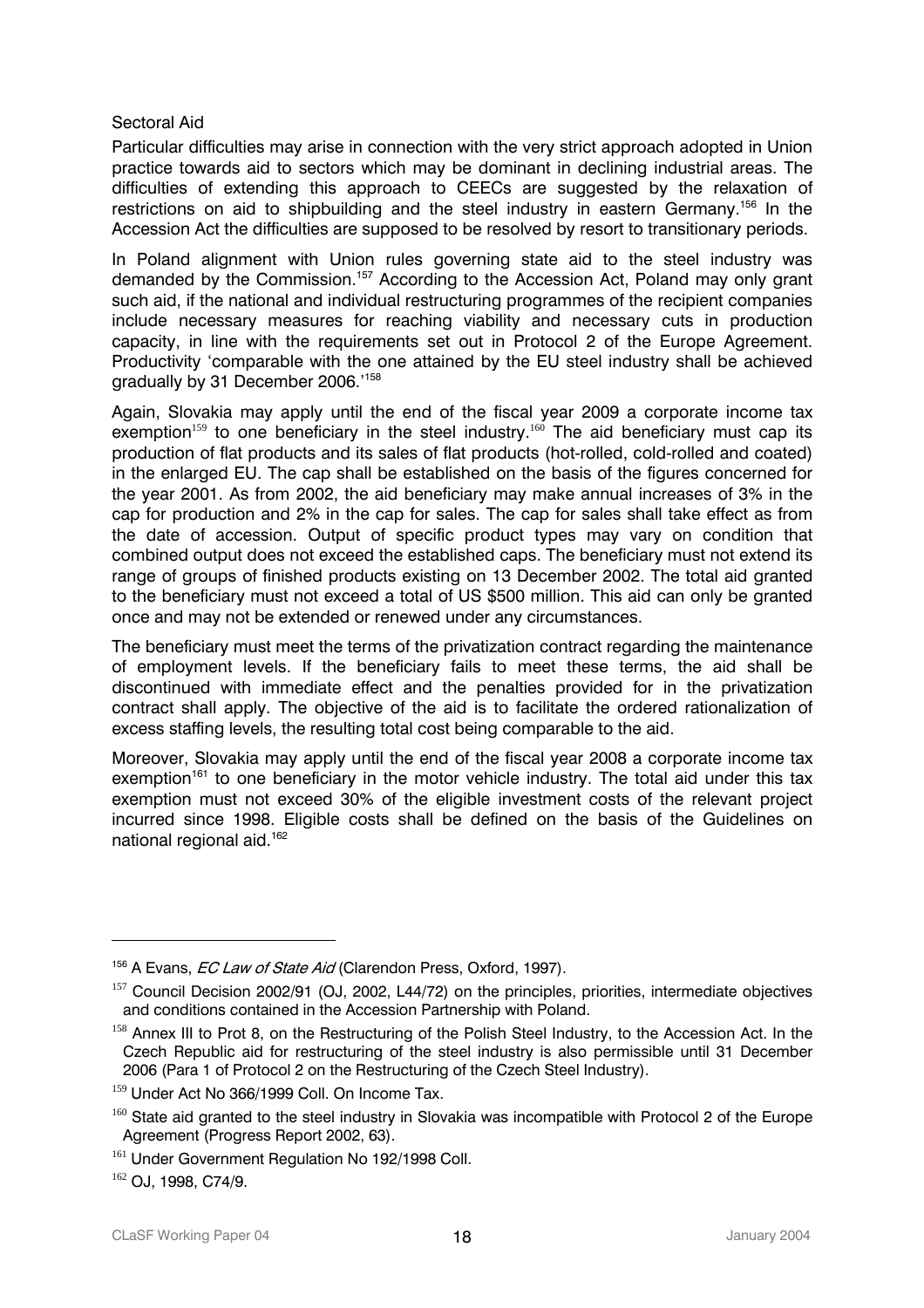### Sectoral Aid

Particular difficulties may arise in connection with the very strict approach adopted in Union practice towards aid to sectors which may be dominant in declining industrial areas. The difficulties of extending this approach to CEECs are suggested by the relaxation of restrictions on aid to shipbuilding and the steel industry in eastern Germany.[156] In the Accession Act the difficulties are supposed to be resolved by resort to transitionary periods.

In Poland alignment with Union rules governing state aid to the steel industry was demanded by the Commission.[157] According to the Accession Act, Poland may only grant such aid, if the national and individual restructuring programmes of the recipient companies include necessary measures for reaching viability and necessary cuts in production capacity, in line with the requirements set out in Protocol 2 of the Europe Agreement. Productivity 'comparable with the one attained by the EU steel industry shall be achieved gradually by 31 December 2006.'[158]

Again, Slovakia may apply until the end of the fiscal year 2009 a corporate income tax exemption[159] to one beneficiary in the steel industry.[160] The aid beneficiary must cap its production of flat products and its sales of flat products (hot-rolled, cold-rolled and coated) in the enlarged EU. The cap shall be established on the basis of the figures concerned for the year 2001. As from 2002, the aid beneficiary may make annual increases of 3% in the cap for production and 2% in the cap for sales. The cap for sales shall take effect as from the date of accession. Output of specific product types may vary on condition that combined output does not exceed the established caps. The beneficiary must not extend its range of groups of finished products existing on 13 December 2002. The total aid granted to the beneficiary must not exceed a total of US $500 million. This aid can only be granted once and may not be extended or renewed under any circumstances.

The beneficiary must meet the terms of the privatization contract regarding the maintenance of employment levels. If the beneficiary fails to meet these terms, the aid shall be discontinued with immediate effect and the penalties provided for in the privatization contract shall apply. The objective of the aid is to facilitate the ordered rationalization of excess staffing levels, the resulting total cost being comparable to the aid.

Moreover, Slovakia may apply until the end of the fiscal year 2008 a corporate income tax exemption[161] to one beneficiary in the motor vehicle industry. The total aid under this tax exemption must not exceed 30% of the eligible investment costs of the relevant project incurred since 1998. Eligible costs shall be defined on the basis of the Guidelines on national regional aid.[162]

---

[156] A Evans, *EC Law of State Aid* (Clarendon Press, Oxford, 1997).

[157] Council Decision 2002/91 (OJ, 2002, L44/72) on the principles, priorities, intermediate objectives and conditions contained in the Accession Partnership with Poland.

[158] Annex III to Prot 8, on the Restructuring of the Polish Steel Industry, to the Accession Act. In the Czech Republic aid for restructuring of the steel industry is also permissible until 31 December 2006 (Para 1 of Protocol 2 on the Restructuring of the Czech Steel Industry).

[159] Under Act No 366/1999 Coll. On Income Tax.

[160] State aid granted to the steel industry in Slovakia was incompatible with Protocol 2 of the Europe Agreement (Progress Report 2002, 63).

[161] Under Government Regulation No 192/1998 Coll.

[162] OJ, 1998, C74/9.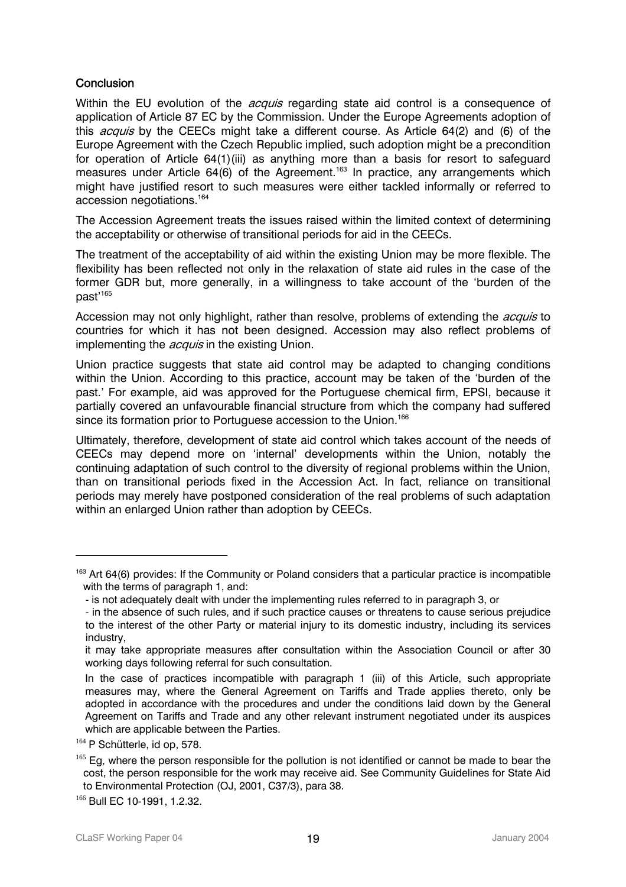## Conclusion

Within the EU evolution of the *acquis* regarding state aid control is a consequence of application of Article 87 EC by the Commission. Under the Europe Agreements adoption of this *acquis* by the CEECs might take a different course. As Article 64(2) and (6) of the Europe Agreement with the Czech Republic implied, such adoption might be a precondition for operation of Article 64(1)(iii) as anything more than a basis for resort to safeguard measures under Article 64(6) of the Agreement.[163] In practice, any arrangements which might have justified resort to such measures were either tackled informally or referred to accession negotiations.[164]

The Accession Agreement treats the issues raised within the limited context of determining the acceptability or otherwise of transitional periods for aid in the CEECs.

The treatment of the acceptability of aid within the existing Union may be more flexible. The flexibility has been reflected not only in the relaxation of state aid rules in the case of the former GDR but, more generally, in a willingness to take account of the 'burden of the past'[165]

Accession may not only highlight, rather than resolve, problems of extending the *acquis* to countries for which it has not been designed. Accession may also reflect problems of implementing the *acquis* in the existing Union.

Union practice suggests that state aid control may be adapted to changing conditions within the Union. According to this practice, account may be taken of the 'burden of the past.' For example, aid was approved for the Portuguese chemical firm, EPSI, because it partially covered an unfavourable financial structure from which the company had suffered since its formation prior to Portuguese accession to the Union.[166]

Ultimately, therefore, development of state aid control which takes account of the needs of CEECs may depend more on 'internal' developments within the Union, notably the continuing adaptation of such control to the diversity of regional problems within the Union, than on transitional periods fixed in the Accession Act. In fact, reliance on transitional periods may merely have postponed consideration of the real problems of such adaptation within an enlarged Union rather than adoption by CEECs.

---

[163] Art 64(6) provides: If the Community or Poland considers that a particular practice is incompatible with the terms of paragraph 1, and:

- is not adequately dealt with under the implementing rules referred to in paragraph 3, or
- in the absence of such rules, and if such practice causes or threatens to cause serious prejudice to the interest of the other Party or material injury to its domestic industry, including its services industry,

it may take appropriate measures after consultation within the Association Council or after 30 working days following referral for such consultation.

In the case of practices incompatible with paragraph 1 (iii) of this Article, such appropriate measures may, where the General Agreement on Tariffs and Trade applies thereto, only be adopted in accordance with the procedures and under the conditions laid down by the General Agreement on Tariffs and Trade and any other relevant instrument negotiated under its auspices which are applicable between the Parties.

[164] P Schütterle, id op, 578.

[165] Eg, where the person responsible for the pollution is not identified or cannot be made to bear the cost, the person responsible for the work may receive aid. See Community Guidelines for State Aid to Environmental Protection (OJ, 2001, C37/3), para 38.

[166] Bull EC 10-1991, 1.2.32.